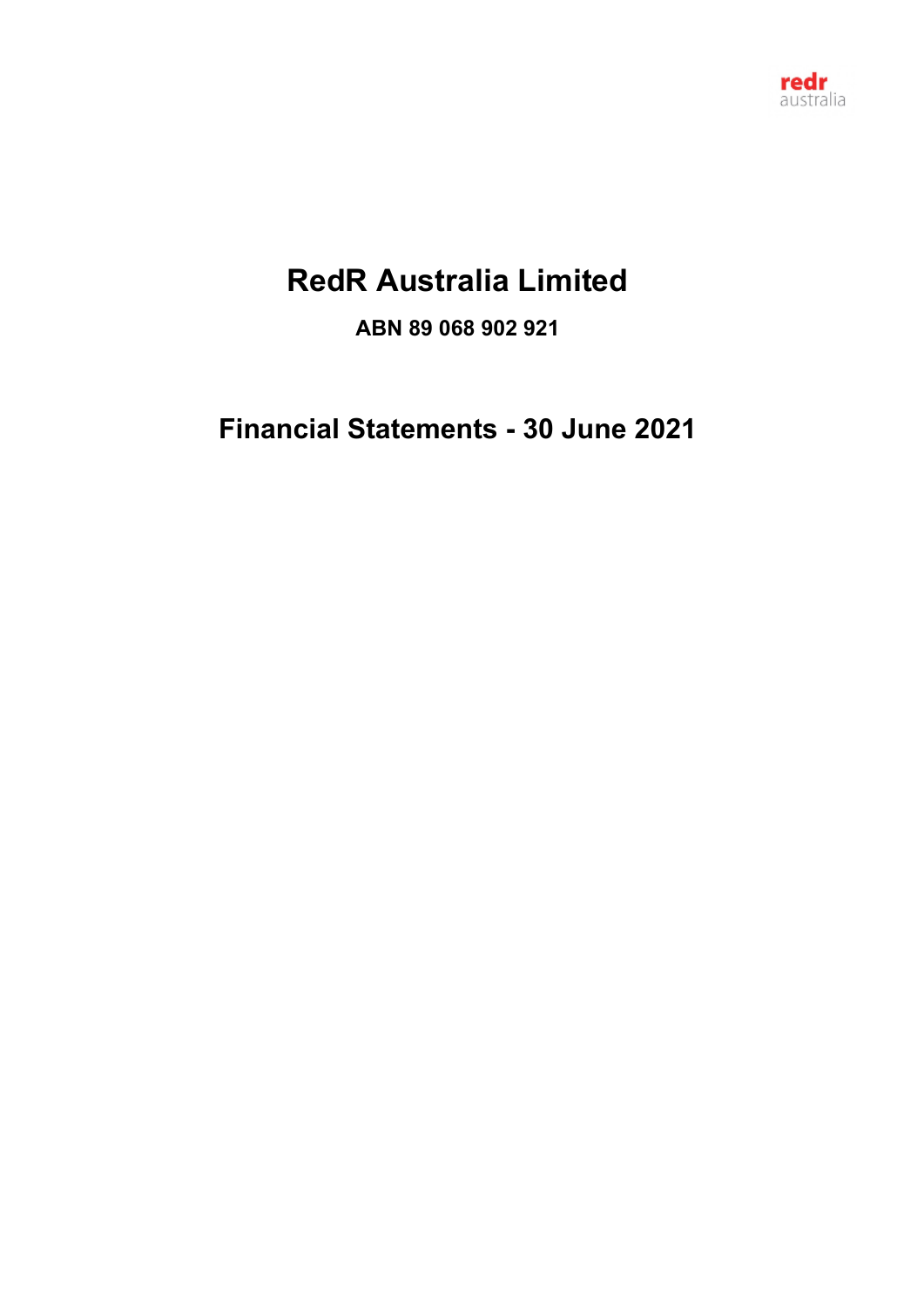redr
australia

# RedR Australia Limited

**ABN 89 068 902 921**

## Financial Statements - 30 June 2021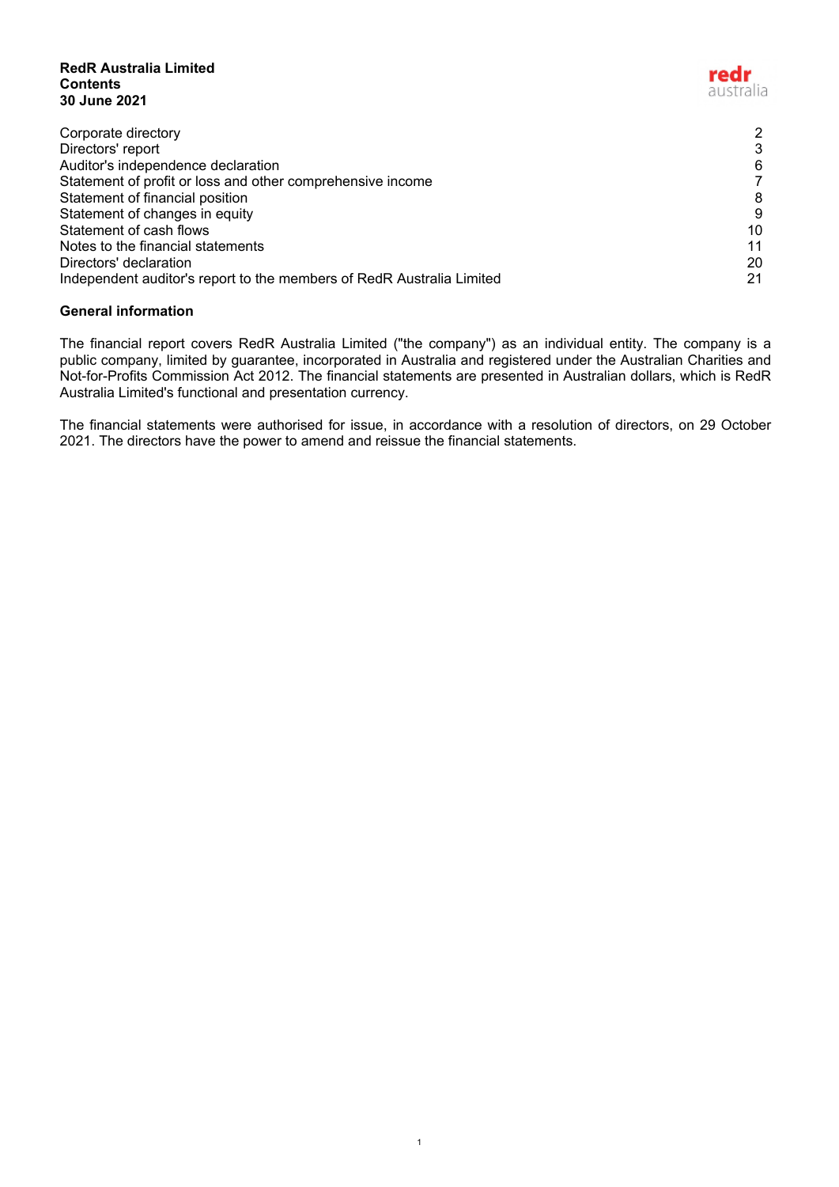**RedR Australia Limited**
**Contents**
**30 June 2021**

| | |
|---|---|
| Corporate directory | 2 |
| Directors' report | 3 |
| Auditor's independence declaration | 6 |
| Statement of profit or loss and other comprehensive income | 7 |
| Statement of financial position | 8 |
| Statement of changes in equity | 9 |
| Statement of cash flows | 10 |
| Notes to the financial statements | 11 |
| Directors' declaration | 20 |
| Independent auditor's report to the members of RedR Australia Limited | 21 |

**General information**

The financial report covers RedR Australia Limited ("the company") as an individual entity. The company is a public company, limited by guarantee, incorporated in Australia and registered under the Australian Charities and Not-for-Profits Commission Act 2012. The financial statements are presented in Australian dollars, which is RedR Australia Limited's functional and presentation currency.

The financial statements were authorised for issue, in accordance with a resolution of directors, on 29 October 2021. The directors have the power to amend and reissue the financial statements.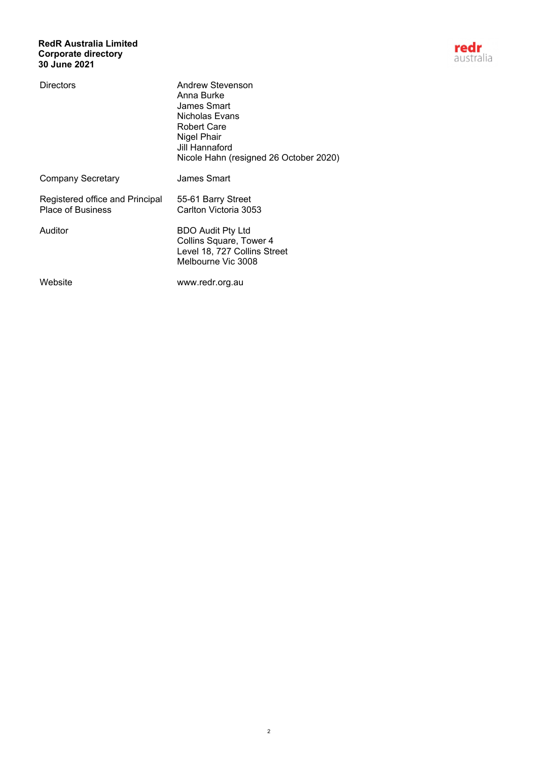**RedR Australia Limited**
**Corporate directory**
**30 June 2021**

| | |
|---|---|
| Directors | Andrew Stevenson<br>Anna Burke<br>James Smart<br>Nicholas Evans<br>Robert Care<br>Nigel Phair<br>Jill Hannaford<br>Nicole Hahn (resigned 26 October 2020) |
| Company Secretary | James Smart |
| Registered office and Principal Place of Business | 55-61 Barry Street<br>Carlton Victoria 3053 |
| Auditor | BDO Audit Pty Ltd<br>Collins Square, Tower 4<br>Level 18, 727 Collins Street<br>Melbourne Vic 3008 |
| Website | www.redr.org.au |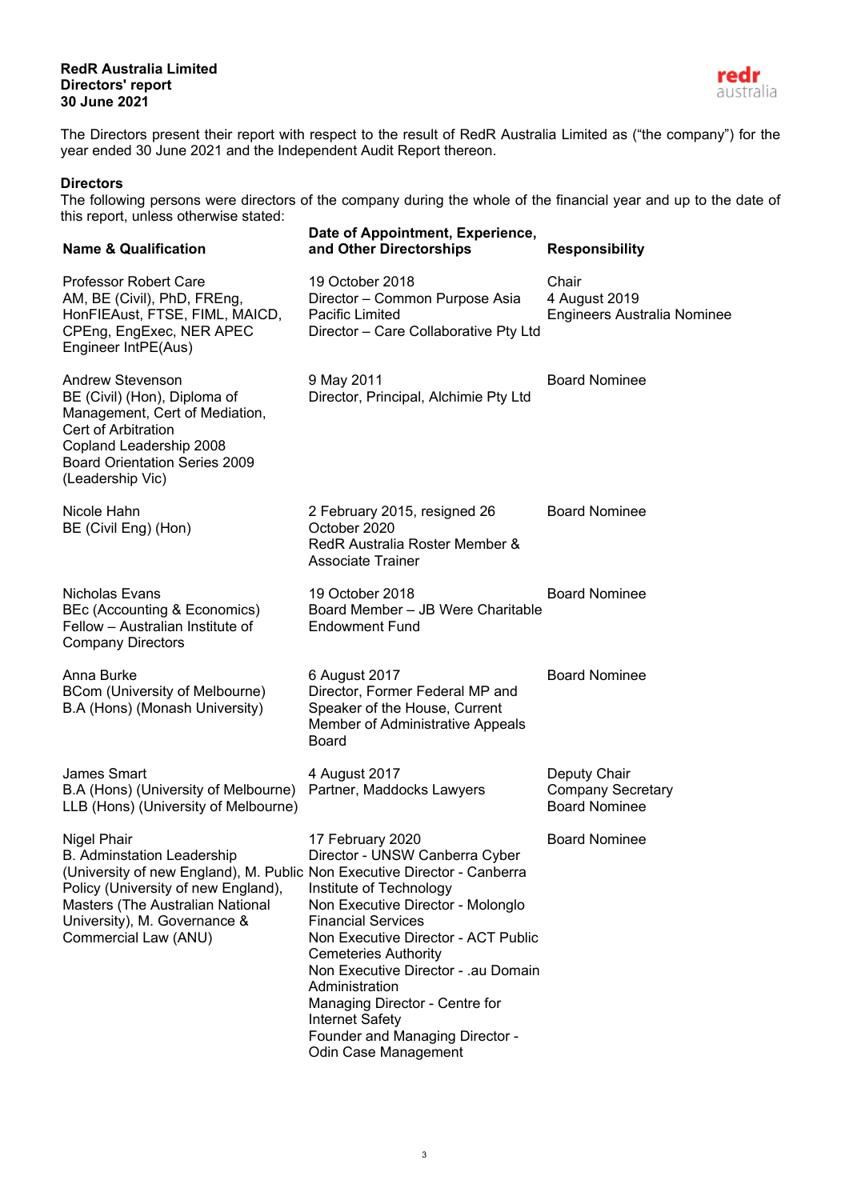**RedR Australia Limited**
**Directors' report**
**30 June 2021**

The Directors present their report with respect to the result of RedR Australia Limited as ("the company") for the year ended 30 June 2021 and the Independent Audit Report thereon.

**Directors**

The following persons were directors of the company during the whole of the financial year and up to the date of this report, unless otherwise stated:

| Name & Qualification | Date of Appointment, Experience, and Other Directorships | Responsibility |
|---|---|---|
| Professor Robert Care<br>AM, BE (Civil), PhD, FREng, HonFIEAust, FTSE, FIML, MAICD, CPEng, EngExec, NER APEC Engineer IntPE(Aus) | 19 October 2018<br>Director – Common Purpose Asia Pacific Limited<br>Director – Care Collaborative Pty Ltd | Chair<br>4 August 2019<br>Engineers Australia Nominee |
| Andrew Stevenson<br>BE (Civil) (Hon), Diploma of Management, Cert of Mediation, Cert of Arbitration<br>Copland Leadership 2008<br>Board Orientation Series 2009 (Leadership Vic) | 9 May 2011<br>Director, Principal, Alchimie Pty Ltd | Board Nominee |
| Nicole Hahn<br>BE (Civil Eng) (Hon) | 2 February 2015, resigned 26 October 2020<br>RedR Australia Roster Member & Associate Trainer | Board Nominee |
| Nicholas Evans<br>BEc (Accounting & Economics)<br>Fellow – Australian Institute of Company Directors | 19 October 2018<br>Board Member – JB Were Charitable Endowment Fund | Board Nominee |
| Anna Burke<br>BCom (University of Melbourne)<br>B.A (Hons) (Monash University) | 6 August 2017<br>Director, Former Federal MP and Speaker of the House, Current Member of Administrative Appeals Board | Board Nominee |
| James Smart<br>B.A (Hons) (University of Melbourne)<br>LLB (Hons) (University of Melbourne) | 4 August 2017<br>Partner, Maddocks Lawyers | Deputy Chair<br>Company Secretary<br>Board Nominee |
| Nigel Phair<br>B. Adminstation Leadership (University of new England), M. Public Policy (University of new England), Masters (The Australian National University), M. Governance & Commercial Law (ANU) | 17 February 2020<br>Director - UNSW Canberra Cyber<br>Non Executive Director - Canberra Institute of Technology<br>Non Executive Director - Molonglo Financial Services<br>Non Executive Director - ACT Public Cemeteries Authority<br>Non Executive Director - .au Domain Administration<br>Managing Director - Centre for Internet Safety<br>Founder and Managing Director - Odin Case Management | Board Nominee |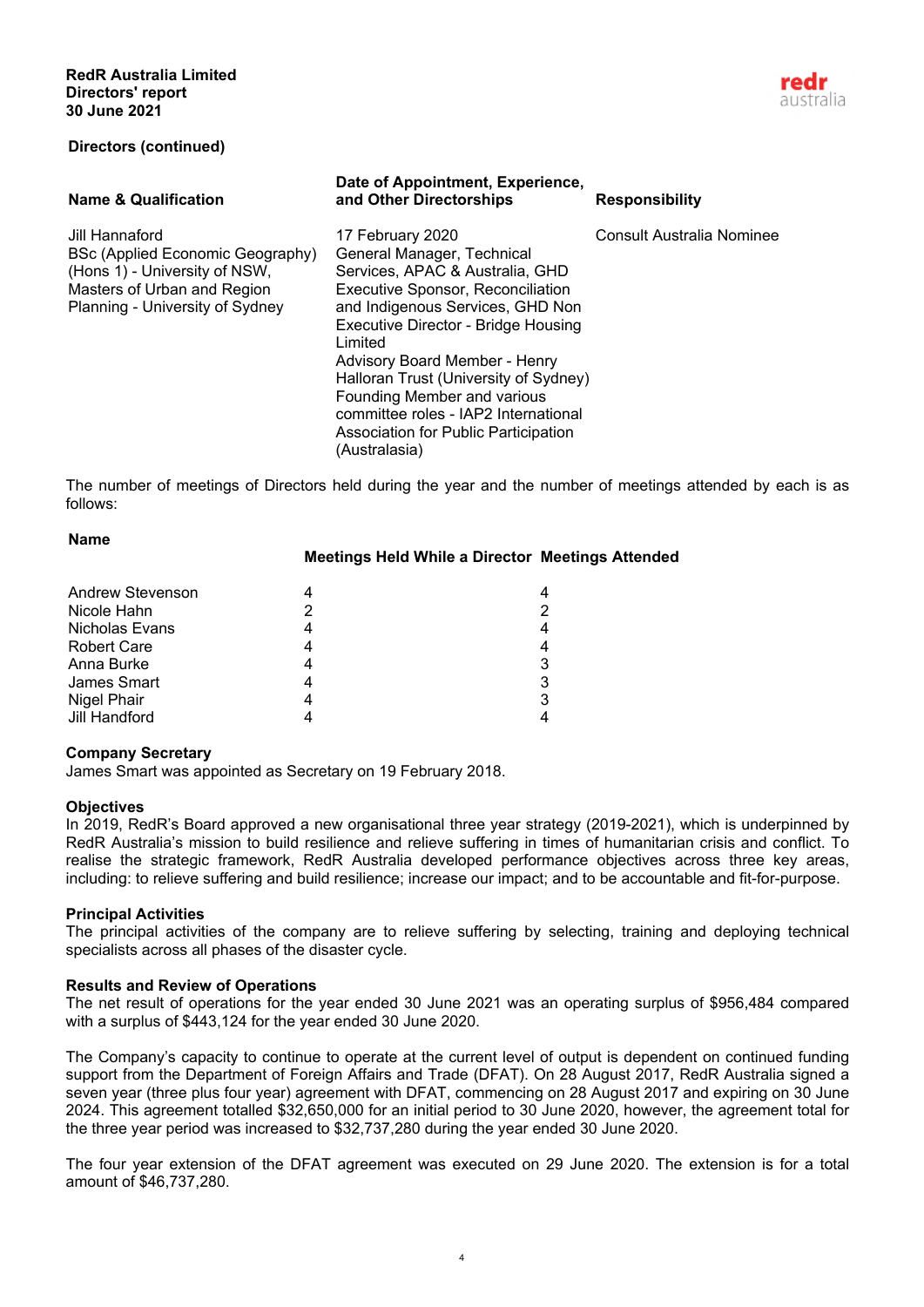**Directors (continued)**

| Name & Qualification | Date of Appointment, Experience, and Other Directorships | Responsibility |
|---|---|---|
| Jill Hannaford<br>BSc (Applied Economic Geography) (Hons 1) - University of NSW, Masters of Urban and Region Planning - University of Sydney | 17 February 2020<br>General Manager, Technical Services, APAC & Australia, GHD Executive Sponsor, Reconciliation and Indigenous Services, GHD Non Executive Director - Bridge Housing Limited<br>Advisory Board Member - Henry Halloran Trust (University of Sydney)<br>Founding Member and various committee roles - IAP2 International Association for Public Participation (Australasia) | Consult Australia Nominee |

The number of meetings of Directors held during the year and the number of meetings attended by each is as follows:

| Name | Meetings Held While a Director | Meetings Attended |
|---|---|---|
| Andrew Stevenson | 4 | 4 |
| Nicole Hahn | 2 | 2 |
| Nicholas Evans | 4 | 4 |
| Robert Care | 4 | 4 |
| Anna Burke | 4 | 3 |
| James Smart | 4 | 3 |
| Nigel Phair | 4 | 3 |
| Jill Handford | 4 | 4 |

**Company Secretary**

James Smart was appointed as Secretary on 19 February 2018.

**Objectives**

In 2019, RedR's Board approved a new organisational three year strategy (2019-2021), which is underpinned by RedR Australia's mission to build resilience and relieve suffering in times of humanitarian crisis and conflict. To realise the strategic framework, RedR Australia developed performance objectives across three key areas, including: to relieve suffering and build resilience; increase our impact; and to be accountable and fit-for-purpose.

**Principal Activities**

The principal activities of the company are to relieve suffering by selecting, training and deploying technical specialists across all phases of the disaster cycle.

**Results and Review of Operations**

The net result of operations for the year ended 30 June 2021 was an operating surplus of $956,484 compared with a surplus of $443,124 for the year ended 30 June 2020.

The Company's capacity to continue to operate at the current level of output is dependent on continued funding support from the Department of Foreign Affairs and Trade (DFAT). On 28 August 2017, RedR Australia signed a seven year (three plus four year) agreement with DFAT, commencing on 28 August 2017 and expiring on 30 June 2024. This agreement totalled $32,650,000 for an initial period to 30 June 2020, however, the agreement total for the three year period was increased to $32,737,280 during the year ended 30 June 2020.

The four year extension of the DFAT agreement was executed on 29 June 2020. The extension is for a total amount of $46,737,280.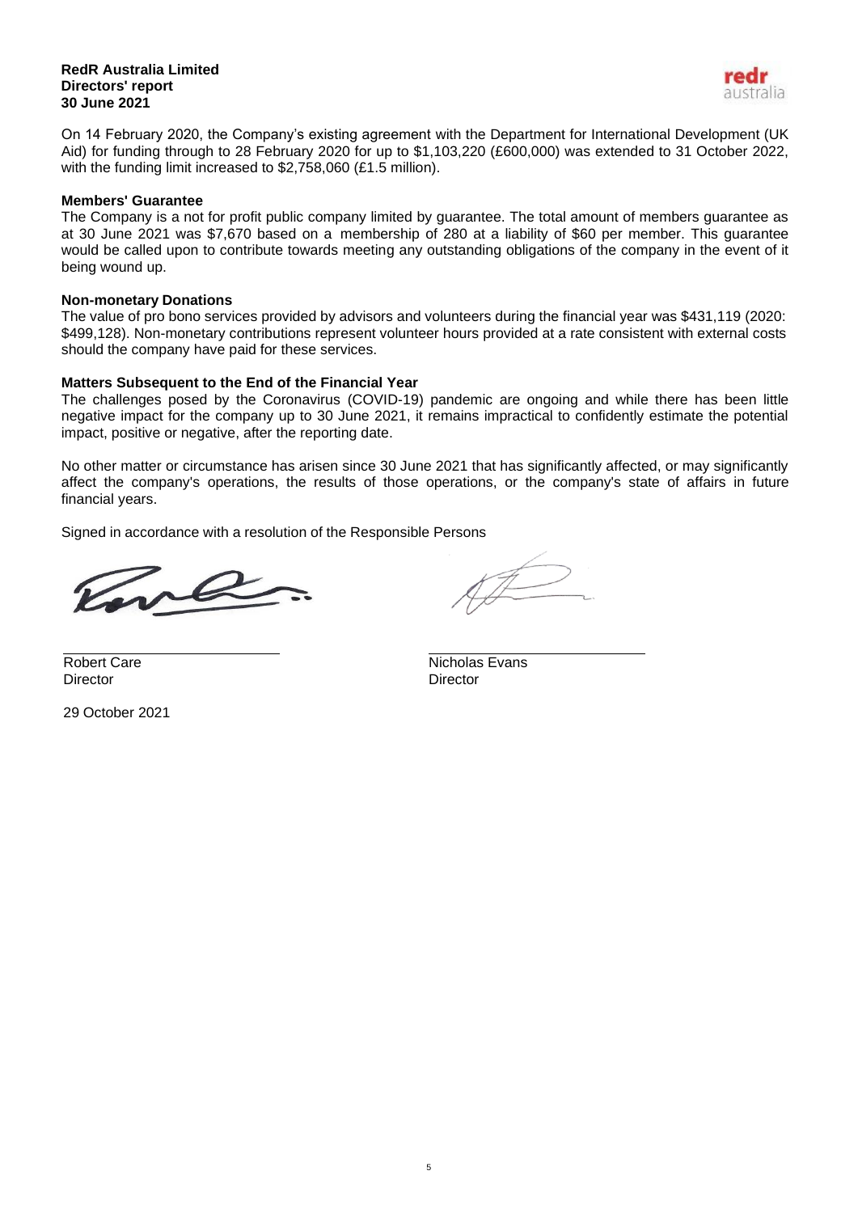On 14 February 2020, the Company's existing agreement with the Department for International Development (UK Aid) for funding through to 28 February 2020 for up to $1,103,220 (£600,000) was extended to 31 October 2022, with the funding limit increased to $2,758,060 (£1.5 million).

**Members' Guarantee**

The Company is a not for profit public company limited by guarantee. The total amount of members guarantee as at 30 June 2021 was $7,670 based on a membership of 280 at a liability of $60 per member. This guarantee would be called upon to contribute towards meeting any outstanding obligations of the company in the event of it being wound up.

**Non-monetary Donations**

The value of pro bono services provided by advisors and volunteers during the financial year was $431,119 (2020: $499,128). Non-monetary contributions represent volunteer hours provided at a rate consistent with external costs should the company have paid for these services.

**Matters Subsequent to the End of the Financial Year**

The challenges posed by the Coronavirus (COVID-19) pandemic are ongoing and while there has been little negative impact for the company up to 30 June 2021, it remains impractical to confidently estimate the potential impact, positive or negative, after the reporting date.

No other matter or circumstance has arisen since 30 June 2021 that has significantly affected, or may significantly affect the company's operations, the results of those operations, or the company's state of affairs in future financial years.

Signed in accordance with a resolution of the Responsible Persons

| | |
|---|---|
| Robert Care | Nicholas Evans |
| Director | Director |

29 October 2021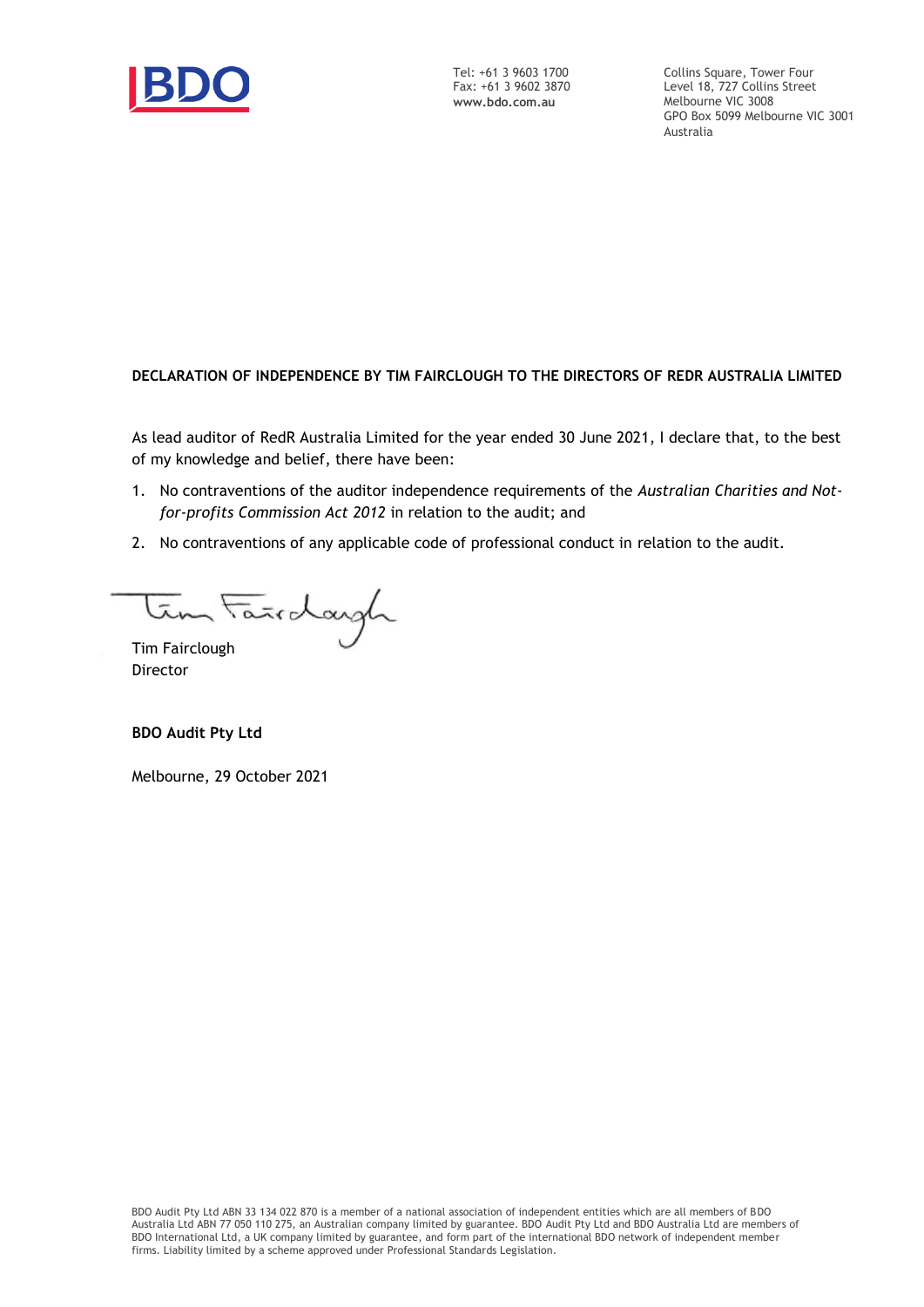Tel: +61 3 9603 1700
Fax: +61 3 9602 3870
**www.bdo.com.au**

Collins Square, Tower Four
Level 18, 727 Collins Street
Melbourne VIC 3008
GPO Box 5099 Melbourne VIC 3001
Australia

**DECLARATION OF INDEPENDENCE BY TIM FAIRCLOUGH TO THE DIRECTORS OF REDR AUSTRALIA LIMITED**

As lead auditor of RedR Australia Limited for the year ended 30 June 2021, I declare that, to the best of my knowledge and belief, there have been:

1. No contraventions of the auditor independence requirements of the *Australian Charities and Not-for-profits Commission Act 2012* in relation to the audit; and
2. No contraventions of any applicable code of professional conduct in relation to the audit.

Tim Fairclough
Director

**BDO Audit Pty Ltd**

Melbourne, 29 October 2021

BDO Audit Pty Ltd ABN 33 134 022 870 is a member of a national association of independent entities which are all members of BDO Australia Ltd ABN 77 050 110 275, an Australian company limited by guarantee. BDO Audit Pty Ltd and BDO Australia Ltd are members of BDO International Ltd, a UK company limited by guarantee, and form part of the international BDO network of independent member firms. Liability limited by a scheme approved under Professional Standards Legislation.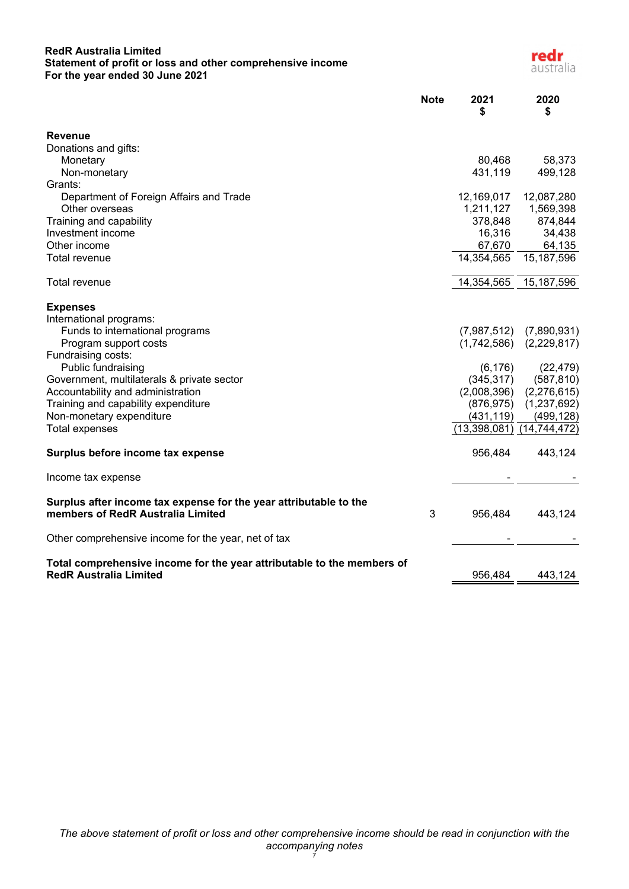**RedR Australia Limited**
**Statement of profit or loss and other comprehensive income**
**For the year ended 30 June 2021**

| | Note | 2021 $ | 2020 $ |
|---|---|---|---|
| **Revenue** | | | |
| Donations and gifts: | | | |
| Monetary | | 80,468 | 58,373 |
| Non-monetary | | 431,119 | 499,128 |
| Grants: | | | |
| Department of Foreign Affairs and Trade | | 12,169,017 | 12,087,280 |
| Other overseas | | 1,211,127 | 1,569,398 |
| Training and capability | | 378,848 | 874,844 |
| Investment income | | 16,316 | 34,438 |
| Other income | | 67,670 | 64,135 |
| Total revenue | | 14,354,565 | 15,187,596 |
| Total revenue | | 14,354,565 | 15,187,596 |
| **Expenses** | | | |
| International programs: | | | |
| Funds to international programs | | (7,987,512) | (7,890,931) |
| Program support costs | | (1,742,586) | (2,229,817) |
| Fundraising costs: | | | |
| Public fundraising | | (6,176) | (22,479) |
| Government, multilaterals & private sector | | (345,317) | (587,810) |
| Accountability and administration | | (2,008,396) | (2,276,615) |
| Training and capability expenditure | | (876,975) | (1,237,692) |
| Non-monetary expenditure | | (431,119) | (499,128) |
| Total expenses | | (13,398,081) | (14,744,472) |
| **Surplus before income tax expense** | | 956,484 | 443,124 |
| Income tax expense | | - | - |
| **Surplus after income tax expense for the year attributable to the members of RedR Australia Limited** | 3 | 956,484 | 443,124 |
| Other comprehensive income for the year, net of tax | | - | - |
| **Total comprehensive income for the year attributable to the members of RedR Australia Limited** | | 956,484 | 443,124 |

*The above statement of profit or loss and other comprehensive income should be read in conjunction with the accompanying notes*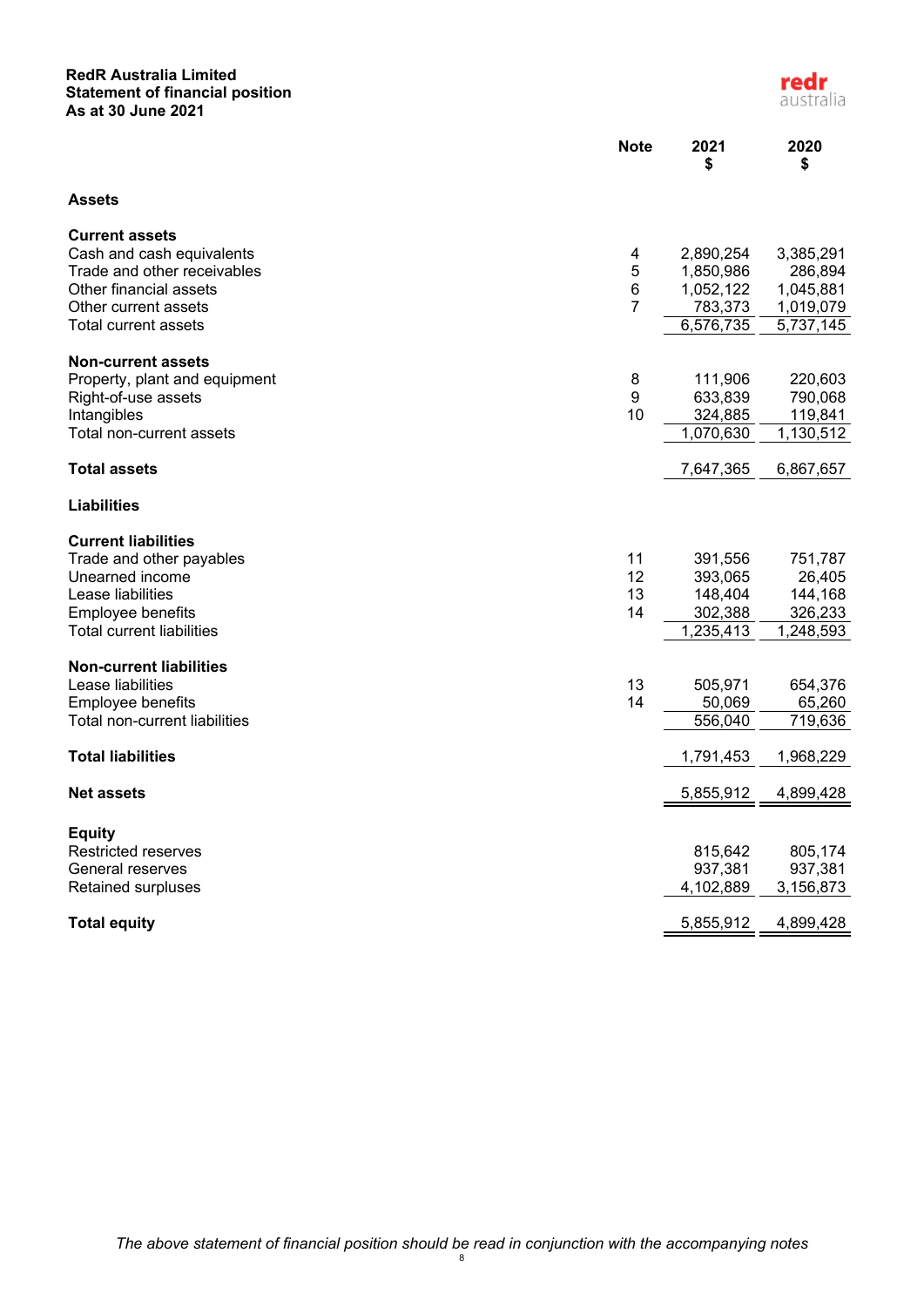**RedR Australia Limited**
**Statement of financial position**
**As at 30 June 2021**

| | Note | 2021 $ | 2020 $ |
|---|---|---|---|
| **Assets** | | | |
| **Current assets** | | | |
| Cash and cash equivalents | 4 | 2,890,254 | 3,385,291 |
| Trade and other receivables | 5 | 1,850,986 | 286,894 |
| Other financial assets | 6 | 1,052,122 | 1,045,881 |
| Other current assets | 7 | 783,373 | 1,019,079 |
| Total current assets | | 6,576,735 | 5,737,145 |
| **Non-current assets** | | | |
| Property, plant and equipment | 8 | 111,906 | 220,603 |
| Right-of-use assets | 9 | 633,839 | 790,068 |
| Intangibles | 10 | 324,885 | 119,841 |
| Total non-current assets | | 1,070,630 | 1,130,512 |
| **Total assets** | | 7,647,365 | 6,867,657 |
| **Liabilities** | | | |
| **Current liabilities** | | | |
| Trade and other payables | 11 | 391,556 | 751,787 |
| Unearned income | 12 | 393,065 | 26,405 |
| Lease liabilities | 13 | 148,404 | 144,168 |
| Employee benefits | 14 | 302,388 | 326,233 |
| Total current liabilities | | 1,235,413 | 1,248,593 |
| **Non-current liabilities** | | | |
| Lease liabilities | 13 | 505,971 | 654,376 |
| Employee benefits | 14 | 50,069 | 65,260 |
| Total non-current liabilities | | 556,040 | 719,636 |
| **Total liabilities** | | 1,791,453 | 1,968,229 |
| **Net assets** | | 5,855,912 | 4,899,428 |
| **Equity** | | | |
| Restricted reserves | | 815,642 | 805,174 |
| General reserves | | 937,381 | 937,381 |
| Retained surpluses | | 4,102,889 | 3,156,873 |
| **Total equity** | | 5,855,912 | 4,899,428 |

*The above statement of financial position should be read in conjunction with the accompanying notes*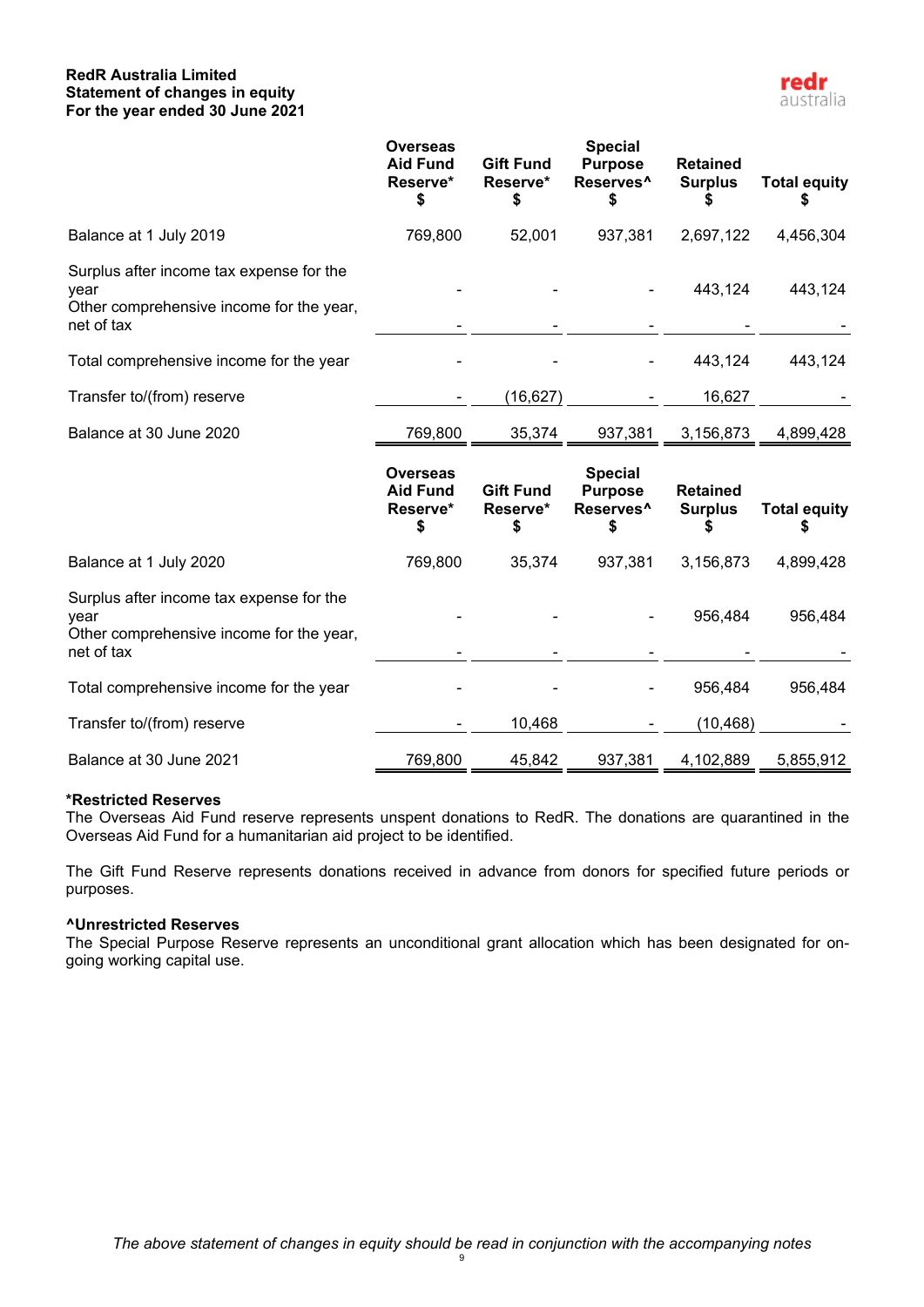**RedR Australia Limited**
**Statement of changes in equity**
**For the year ended 30 June 2021**

| | Overseas Aid Fund Reserve* $ | Gift Fund Reserve* $ | Special Purpose Reserves^ $ | Retained Surplus $ | Total equity $ |
|---|---|---|---|---|---|
| Balance at 1 July 2019 | 769,800 | 52,001 | 937,381 | 2,697,122 | 4,456,304 |
| Surplus after income tax expense for the year | - | - | - | 443,124 | 443,124 |
| Other comprehensive income for the year, net of tax | - | - | - | - | - |
| Total comprehensive income for the year | - | - | - | 443,124 | 443,124 |
| Transfer to/(from) reserve | - | (16,627) | - | 16,627 | - |
| Balance at 30 June 2020 | 769,800 | 35,374 | 937,381 | 3,156,873 | 4,899,428 |

| | Overseas Aid Fund Reserve* $ | Gift Fund Reserve* $ | Special Purpose Reserves^ $ | Retained Surplus $ | Total equity $ |
|---|---|---|---|---|---|
| Balance at 1 July 2020 | 769,800 | 35,374 | 937,381 | 3,156,873 | 4,899,428 |
| Surplus after income tax expense for the year | - | - | - | 956,484 | 956,484 |
| Other comprehensive income for the year, net of tax | - | - | - | - | - |
| Total comprehensive income for the year | - | - | - | 956,484 | 956,484 |
| Transfer to/(from) reserve | - | 10,468 | - | (10,468) | - |
| Balance at 30 June 2021 | 769,800 | 45,842 | 937,381 | 4,102,889 | 5,855,912 |

**\*Restricted Reserves**
The Overseas Aid Fund reserve represents unspent donations to RedR. The donations are quarantined in the Overseas Aid Fund for a humanitarian aid project to be identified.

The Gift Fund Reserve represents donations received in advance from donors for specified future periods or purposes.

**^Unrestricted Reserves**
The Special Purpose Reserve represents an unconditional grant allocation which has been designated for on-going working capital use.

*The above statement of changes in equity should be read in conjunction with the accompanying notes*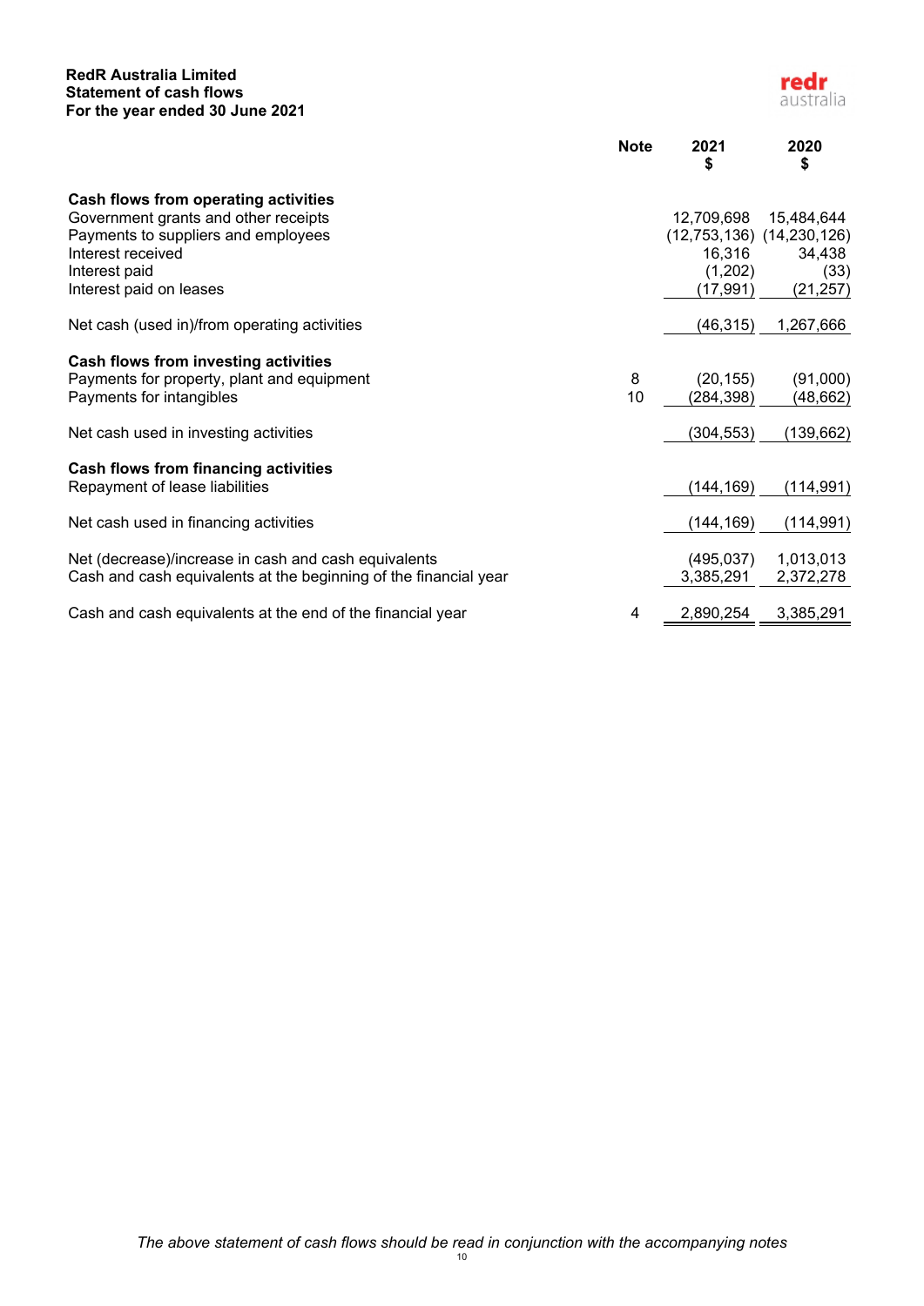**RedR Australia Limited**
**Statement of cash flows**
**For the year ended 30 June 2021**

| | Note | 2021 $ | 2020 $ |
|---|---|---|---|
| **Cash flows from operating activities** | | | |
| Government grants and other receipts | | 12,709,698 | 15,484,644 |
| Payments to suppliers and employees | | (12,753,136) | (14,230,126) |
| Interest received | | 16,316 | 34,438 |
| Interest paid | | (1,202) | (33) |
| Interest paid on leases | | (17,991) | (21,257) |
| Net cash (used in)/from operating activities | | (46,315) | 1,267,666 |
| **Cash flows from investing activities** | | | |
| Payments for property, plant and equipment | 8 | (20,155) | (91,000) |
| Payments for intangibles | 10 | (284,398) | (48,662) |
| Net cash used in investing activities | | (304,553) | (139,662) |
| **Cash flows from financing activities** | | | |
| Repayment of lease liabilities | | (144,169) | (114,991) |
| Net cash used in financing activities | | (144,169) | (114,991) |
| Net (decrease)/increase in cash and cash equivalents | | (495,037) | 1,013,013 |
| Cash and cash equivalents at the beginning of the financial year | | 3,385,291 | 2,372,278 |
| Cash and cash equivalents at the end of the financial year | 4 | 2,890,254 | 3,385,291 |

*The above statement of cash flows should be read in conjunction with the accompanying notes*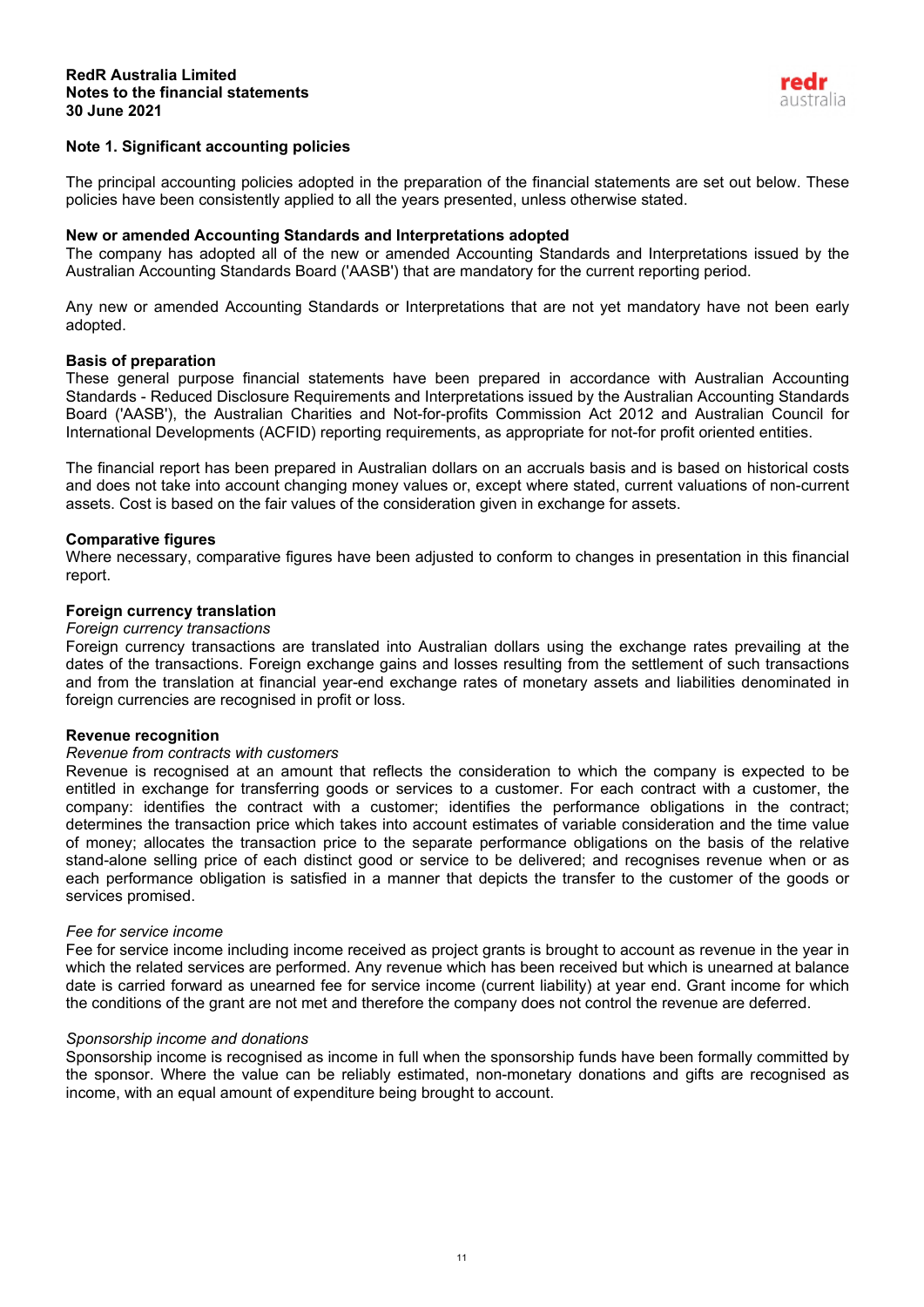## Note 1. Significant accounting policies

The principal accounting policies adopted in the preparation of the financial statements are set out below. These policies have been consistently applied to all the years presented, unless otherwise stated.

### New or amended Accounting Standards and Interpretations adopted

The company has adopted all of the new or amended Accounting Standards and Interpretations issued by the Australian Accounting Standards Board ('AASB') that are mandatory for the current reporting period.

Any new or amended Accounting Standards or Interpretations that are not yet mandatory have not been early adopted.

### Basis of preparation

These general purpose financial statements have been prepared in accordance with Australian Accounting Standards - Reduced Disclosure Requirements and Interpretations issued by the Australian Accounting Standards Board ('AASB'), the Australian Charities and Not-for-profits Commission Act 2012 and Australian Council for International Developments (ACFID) reporting requirements, as appropriate for not-for profit oriented entities.

The financial report has been prepared in Australian dollars on an accruals basis and is based on historical costs and does not take into account changing money values or, except where stated, current valuations of non-current assets. Cost is based on the fair values of the consideration given in exchange for assets.

### Comparative figures

Where necessary, comparative figures have been adjusted to conform to changes in presentation in this financial report.

### Foreign currency translation

*Foreign currency transactions*

Foreign currency transactions are translated into Australian dollars using the exchange rates prevailing at the dates of the transactions. Foreign exchange gains and losses resulting from the settlement of such transactions and from the translation at financial year-end exchange rates of monetary assets and liabilities denominated in foreign currencies are recognised in profit or loss.

### Revenue recognition

*Revenue from contracts with customers*

Revenue is recognised at an amount that reflects the consideration to which the company is expected to be entitled in exchange for transferring goods or services to a customer. For each contract with a customer, the company: identifies the contract with a customer; identifies the performance obligations in the contract; determines the transaction price which takes into account estimates of variable consideration and the time value of money; allocates the transaction price to the separate performance obligations on the basis of the relative stand-alone selling price of each distinct good or service to be delivered; and recognises revenue when or as each performance obligation is satisfied in a manner that depicts the transfer to the customer of the goods or services promised.

*Fee for service income*

Fee for service income including income received as project grants is brought to account as revenue in the year in which the related services are performed. Any revenue which has been received but which is unearned at balance date is carried forward as unearned fee for service income (current liability) at year end. Grant income for which the conditions of the grant are not met and therefore the company does not control the revenue are deferred.

*Sponsorship income and donations*

Sponsorship income is recognised as income in full when the sponsorship funds have been formally committed by the sponsor. Where the value can be reliably estimated, non-monetary donations and gifts are recognised as income, with an equal amount of expenditure being brought to account.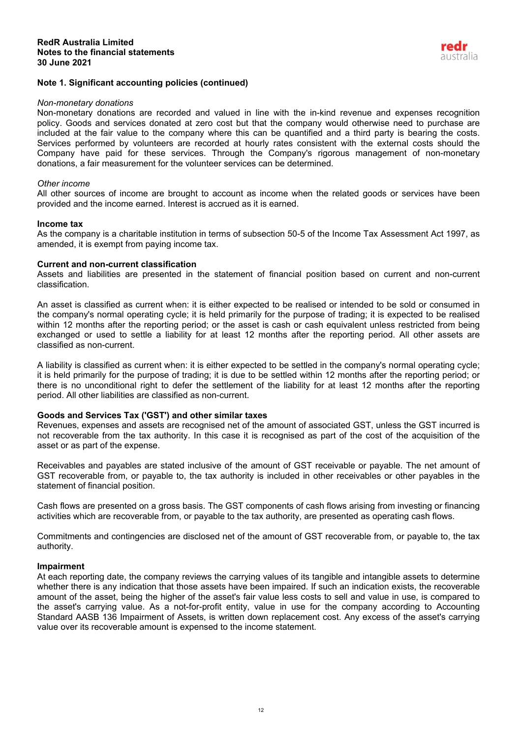## Note 1. Significant accounting policies (continued)

*Non-monetary donations*

Non-monetary donations are recorded and valued in line with the in-kind revenue and expenses recognition policy. Goods and services donated at zero cost but that the company would otherwise need to purchase are included at the fair value to the company where this can be quantified and a third party is bearing the costs. Services performed by volunteers are recorded at hourly rates consistent with the external costs should the Company have paid for these services. Through the Company's rigorous management of non-monetary donations, a fair measurement for the volunteer services can be determined.

*Other income*

All other sources of income are brought to account as income when the related goods or services have been provided and the income earned. Interest is accrued as it is earned.

**Income tax**

As the company is a charitable institution in terms of subsection 50-5 of the Income Tax Assessment Act 1997, as amended, it is exempt from paying income tax.

**Current and non-current classification**

Assets and liabilities are presented in the statement of financial position based on current and non-current classification.

An asset is classified as current when: it is either expected to be realised or intended to be sold or consumed in the company's normal operating cycle; it is held primarily for the purpose of trading; it is expected to be realised within 12 months after the reporting period; or the asset is cash or cash equivalent unless restricted from being exchanged or used to settle a liability for at least 12 months after the reporting period. All other assets are classified as non-current.

A liability is classified as current when: it is either expected to be settled in the company's normal operating cycle; it is held primarily for the purpose of trading; it is due to be settled within 12 months after the reporting period; or there is no unconditional right to defer the settlement of the liability for at least 12 months after the reporting period. All other liabilities are classified as non-current.

**Goods and Services Tax ('GST') and other similar taxes**

Revenues, expenses and assets are recognised net of the amount of associated GST, unless the GST incurred is not recoverable from the tax authority. In this case it is recognised as part of the cost of the acquisition of the asset or as part of the expense.

Receivables and payables are stated inclusive of the amount of GST receivable or payable. The net amount of GST recoverable from, or payable to, the tax authority is included in other receivables or other payables in the statement of financial position.

Cash flows are presented on a gross basis. The GST components of cash flows arising from investing or financing activities which are recoverable from, or payable to the tax authority, are presented as operating cash flows.

Commitments and contingencies are disclosed net of the amount of GST recoverable from, or payable to, the tax authority.

**Impairment**

At each reporting date, the company reviews the carrying values of its tangible and intangible assets to determine whether there is any indication that those assets have been impaired. If such an indication exists, the recoverable amount of the asset, being the higher of the asset's fair value less costs to sell and value in use, is compared to the asset's carrying value. As a not-for-profit entity, value in use for the company according to Accounting Standard AASB 136 Impairment of Assets, is written down replacement cost. Any excess of the asset's carrying value over its recoverable amount is expensed to the income statement.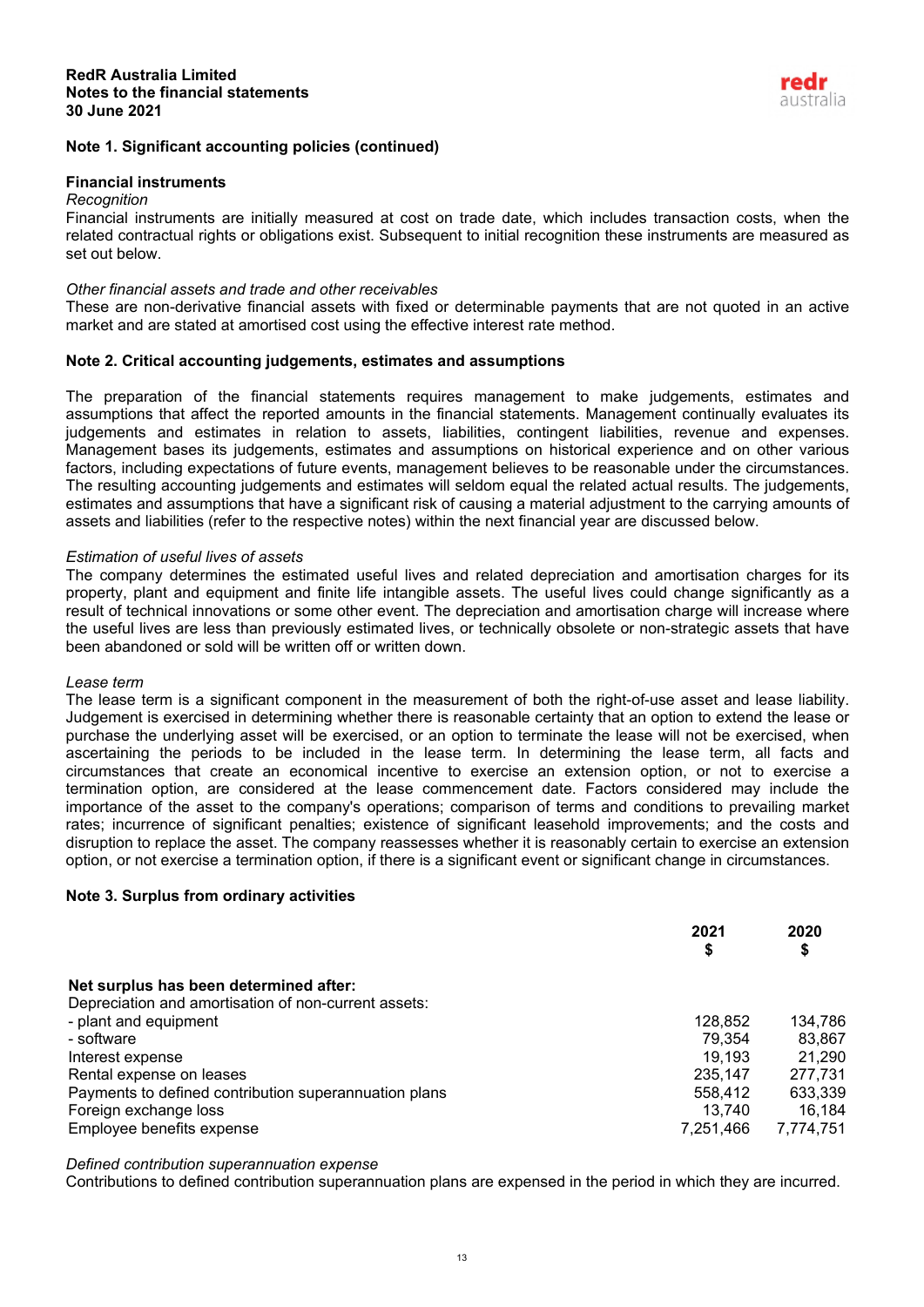## Note 1. Significant accounting policies (continued)

### Financial instruments

*Recognition*

Financial instruments are initially measured at cost on trade date, which includes transaction costs, when the related contractual rights or obligations exist. Subsequent to initial recognition these instruments are measured as set out below.

*Other financial assets and trade and other receivables*

These are non-derivative financial assets with fixed or determinable payments that are not quoted in an active market and are stated at amortised cost using the effective interest rate method.

## Note 2. Critical accounting judgements, estimates and assumptions

The preparation of the financial statements requires management to make judgements, estimates and assumptions that affect the reported amounts in the financial statements. Management continually evaluates its judgements and estimates in relation to assets, liabilities, contingent liabilities, revenue and expenses. Management bases its judgements, estimates and assumptions on historical experience and on other various factors, including expectations of future events, management believes to be reasonable under the circumstances. The resulting accounting judgements and estimates will seldom equal the related actual results. The judgements, estimates and assumptions that have a significant risk of causing a material adjustment to the carrying amounts of assets and liabilities (refer to the respective notes) within the next financial year are discussed below.

*Estimation of useful lives of assets*

The company determines the estimated useful lives and related depreciation and amortisation charges for its property, plant and equipment and finite life intangible assets. The useful lives could change significantly as a result of technical innovations or some other event. The depreciation and amortisation charge will increase where the useful lives are less than previously estimated lives, or technically obsolete or non-strategic assets that have been abandoned or sold will be written off or written down.

*Lease term*

The lease term is a significant component in the measurement of both the right-of-use asset and lease liability. Judgement is exercised in determining whether there is reasonable certainty that an option to extend the lease or purchase the underlying asset will be exercised, or an option to terminate the lease will not be exercised, when ascertaining the periods to be included in the lease term. In determining the lease term, all facts and circumstances that create an economical incentive to exercise an extension option, or not to exercise a termination option, are considered at the lease commencement date. Factors considered may include the importance of the asset to the company's operations; comparison of terms and conditions to prevailing market rates; incurrence of significant penalties; existence of significant leasehold improvements; and the costs and disruption to replace the asset. The company reassesses whether it is reasonably certain to exercise an extension option, or not exercise a termination option, if there is a significant event or significant change in circumstances.

## Note 3. Surplus from ordinary activities

| | 2021 $ | 2020 $ |
|---|---|---|
| **Net surplus has been determined after:** | | |
| Depreciation and amortisation of non-current assets: | | |
| - plant and equipment | 128,852 | 134,786 |
| - software | 79,354 | 83,867 |
| Interest expense | 19,193 | 21,290 |
| Rental expense on leases | 235,147 | 277,731 |
| Payments to defined contribution superannuation plans | 558,412 | 633,339 |
| Foreign exchange loss | 13,740 | 16,184 |
| Employee benefits expense | 7,251,466 | 7,774,751 |

*Defined contribution superannuation expense*

Contributions to defined contribution superannuation plans are expensed in the period in which they are incurred.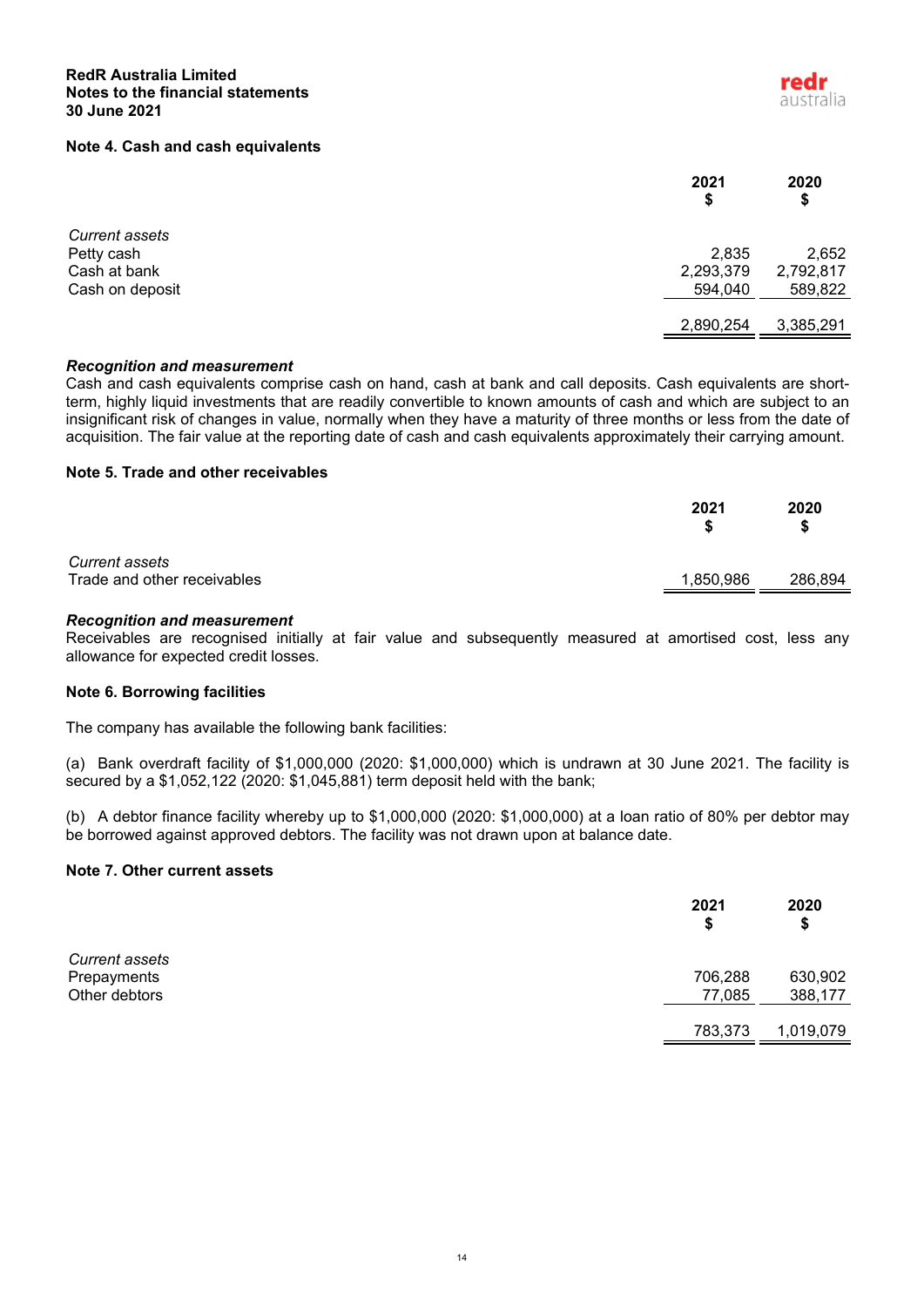## Note 4. Cash and cash equivalents

| | 2021 $ | 2020 $ |
|---|---|---|
| *Current assets* | | |
| Petty cash | 2,835 | 2,652 |
| Cash at bank | 2,293,379 | 2,792,817 |
| Cash on deposit | 594,040 | 589,822 |
| | 2,890,254 | 3,385,291 |

***Recognition and measurement***

Cash and cash equivalents comprise cash on hand, cash at bank and call deposits. Cash equivalents are short-term, highly liquid investments that are readily convertible to known amounts of cash and which are subject to an insignificant risk of changes in value, normally when they have a maturity of three months or less from the date of acquisition. The fair value at the reporting date of cash and cash equivalents approximately their carrying amount.

## Note 5. Trade and other receivables

| | 2021 $ | 2020 $ |
|---|---|---|
| *Current assets* | | |
| Trade and other receivables | 1,850,986 | 286,894 |

***Recognition and measurement***

Receivables are recognised initially at fair value and subsequently measured at amortised cost, less any allowance for expected credit losses.

## Note 6. Borrowing facilities

The company has available the following bank facilities:

(a) Bank overdraft facility of $1,000,000 (2020: $1,000,000) which is undrawn at 30 June 2021. The facility is secured by a $1,052,122 (2020: $1,045,881) term deposit held with the bank;

(b) A debtor finance facility whereby up to $1,000,000 (2020: $1,000,000) at a loan ratio of 80% per debtor may be borrowed against approved debtors. The facility was not drawn upon at balance date.

## Note 7. Other current assets

| | 2021 $ | 2020 $ |
|---|---|---|
| *Current assets* | | |
| Prepayments | 706,288 | 630,902 |
| Other debtors | 77,085 | 388,177 |
| | 783,373 | 1,019,079 |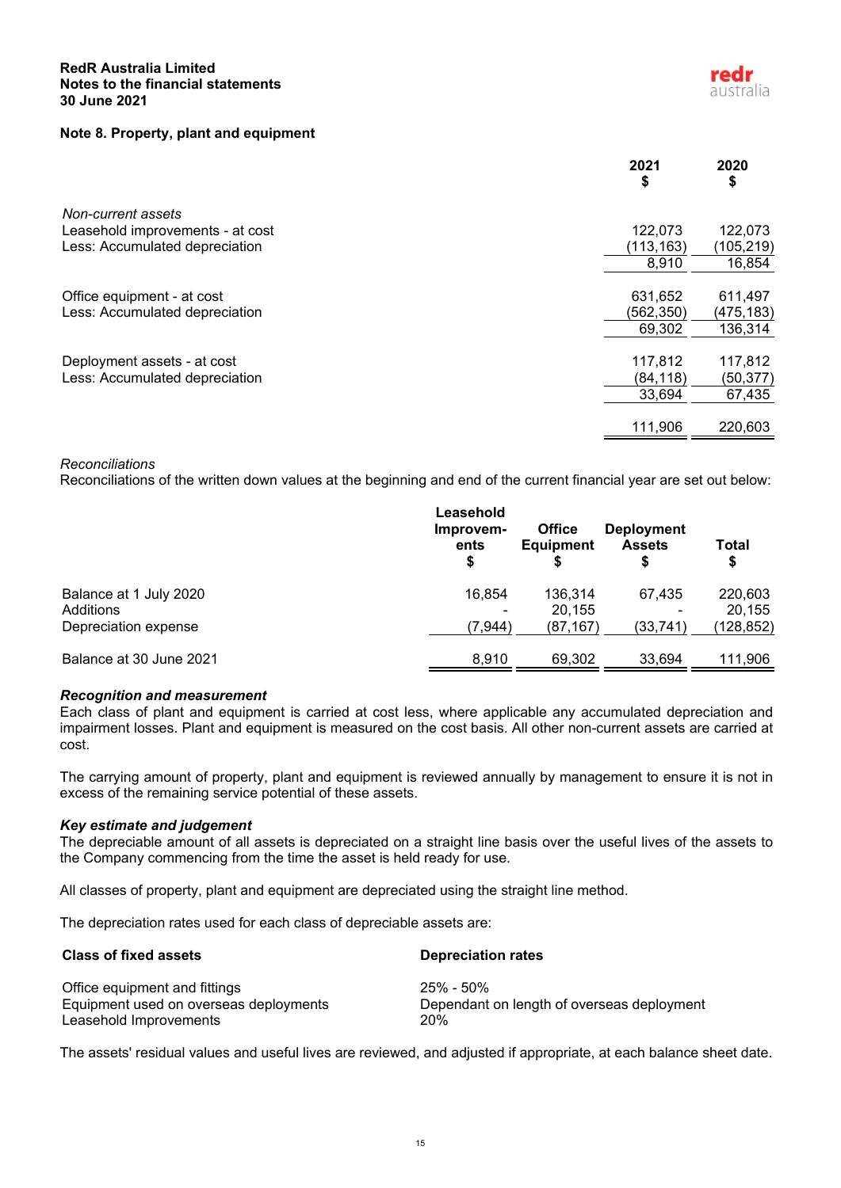## Note 8. Property, plant and equipment

| | 2021<br>$ | 2020<br>$ |
|---|---|---|
| *Non-current assets* | | |
| Leasehold improvements - at cost | 122,073 | 122,073 |
| Less: Accumulated depreciation | (113,163) | (105,219) |
| | 8,910 | 16,854 |
| | | |
| Office equipment - at cost | 631,652 | 611,497 |
| Less: Accumulated depreciation | (562,350) | (475,183) |
| | 69,302 | 136,314 |
| | | |
| Deployment assets - at cost | 117,812 | 117,812 |
| Less: Accumulated depreciation | (84,118) | (50,377) |
| | 33,694 | 67,435 |
| | | |
| | 111,906 | 220,603 |

*Reconciliations*

Reconciliations of the written down values at the beginning and end of the current financial year are set out below:

| | Leasehold Improvem-ents<br>$ | Office Equipment<br>$ | Deployment Assets<br>$ | Total<br>$ |
|---|---|---|---|---|
| Balance at 1 July 2020 | 16,854 | 136,314 | 67,435 | 220,603 |
| Additions | - | 20,155 | - | 20,155 |
| Depreciation expense | (7,944) | (87,167) | (33,741) | (128,852) |
| | | | | |
| Balance at 30 June 2021 | 8,910 | 69,302 | 33,694 | 111,906 |

***Recognition and measurement***

Each class of plant and equipment is carried at cost less, where applicable any accumulated depreciation and impairment losses. Plant and equipment is measured on the cost basis. All other non-current assets are carried at cost.

The carrying amount of property, plant and equipment is reviewed annually by management to ensure it is not in excess of the remaining service potential of these assets.

***Key estimate and judgement***

The depreciable amount of all assets is depreciated on a straight line basis over the useful lives of the assets to the Company commencing from the time the asset is held ready for use.

All classes of property, plant and equipment are depreciated using the straight line method.

The depreciation rates used for each class of depreciable assets are:

| Class of fixed assets | Depreciation rates |
|---|---|
| Office equipment and fittings | 25% - 50% |
| Equipment used on overseas deployments | Dependant on length of overseas deployment |
| Leasehold Improvements | 20% |

The assets' residual values and useful lives are reviewed, and adjusted if appropriate, at each balance sheet date.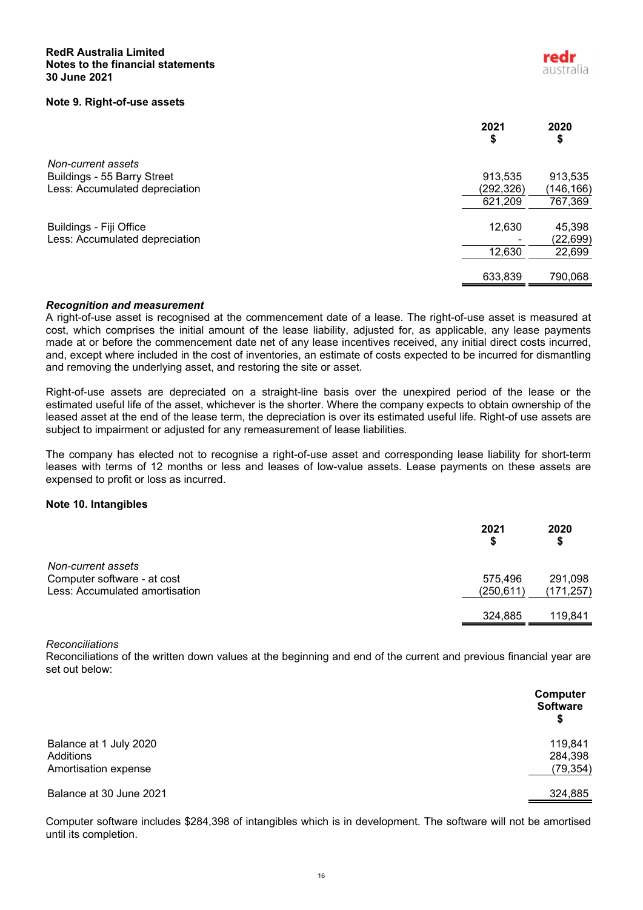## Note 9. Right-of-use assets

| | 2021<br>$ | 2020<br>$ |
|---|---|---|
| *Non-current assets* | | |
| Buildings - 55 Barry Street | 913,535 | 913,535 |
| Less: Accumulated depreciation | (292,326) | (146,166) |
| | 621,209 | 767,369 |
| | | |
| Buildings - Fiji Office | 12,630 | 45,398 |
| Less: Accumulated depreciation | - | (22,699) |
| | 12,630 | 22,699 |
| | | |
| | 633,839 | 790,068 |

***Recognition and measurement***

A right-of-use asset is recognised at the commencement date of a lease. The right-of-use asset is measured at cost, which comprises the initial amount of the lease liability, adjusted for, as applicable, any lease payments made at or before the commencement date net of any lease incentives received, any initial direct costs incurred, and, except where included in the cost of inventories, an estimate of costs expected to be incurred for dismantling and removing the underlying asset, and restoring the site or asset.

Right-of-use assets are depreciated on a straight-line basis over the unexpired period of the lease or the estimated useful life of the asset, whichever is the shorter. Where the company expects to obtain ownership of the leased asset at the end of the lease term, the depreciation is over its estimated useful life. Right-of use assets are subject to impairment or adjusted for any remeasurement of lease liabilities.

The company has elected not to recognise a right-of-use asset and corresponding lease liability for short-term leases with terms of 12 months or less and leases of low-value assets. Lease payments on these assets are expensed to profit or loss as incurred.

## Note 10. Intangibles

| | 2021<br>$ | 2020<br>$ |
|---|---|---|
| *Non-current assets* | | |
| Computer software - at cost | 575,496 | 291,098 |
| Less: Accumulated amortisation | (250,611) | (171,257) |
| | | |
| | 324,885 | 119,841 |

*Reconciliations*

Reconciliations of the written down values at the beginning and end of the current and previous financial year are set out below:

| | Computer Software<br>$ |
|---|---|
| Balance at 1 July 2020 | 119,841 |
| Additions | 284,398 |
| Amortisation expense | (79,354) |
| | |
| Balance at 30 June 2021 | 324,885 |

Computer software includes $284,398 of intangibles which is in development. The software will not be amortised until its completion.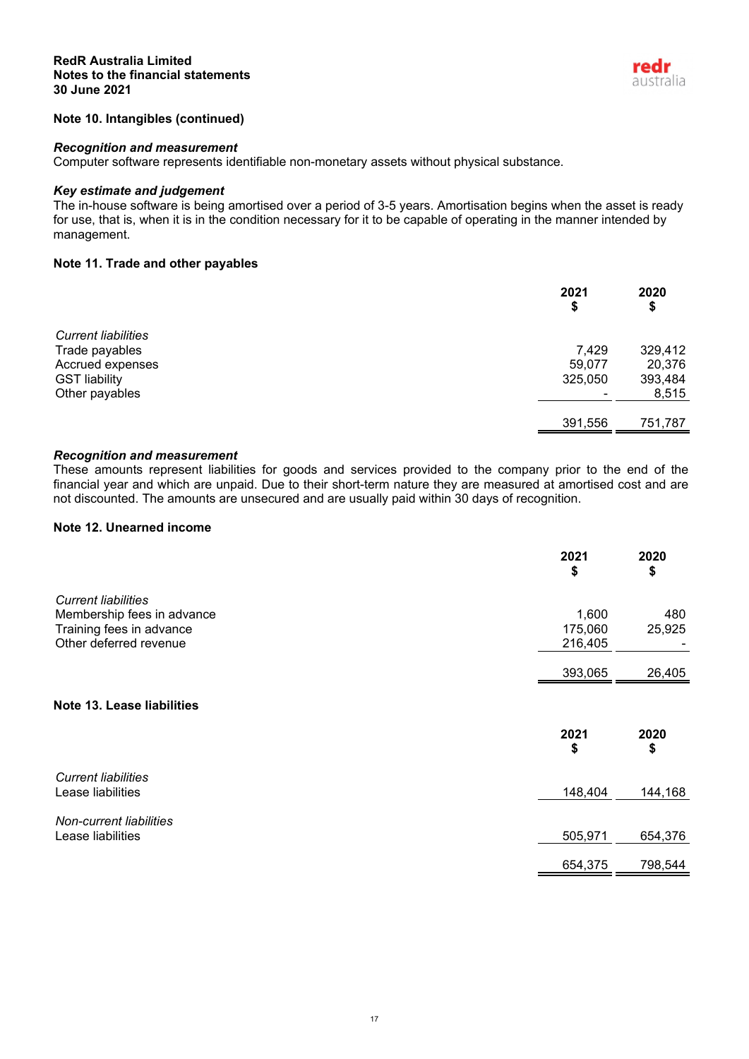## Note 10. Intangibles (continued)

***Recognition and measurement***

Computer software represents identifiable non-monetary assets without physical substance.

***Key estimate and judgement***

The in-house software is being amortised over a period of 3-5 years. Amortisation begins when the asset is ready for use, that is, when it is in the condition necessary for it to be capable of operating in the manner intended by management.

## Note 11. Trade and other payables

| | 2021<br>$ | 2020<br>$ |
|---|---|---|
| *Current liabilities* | | |
| Trade payables | 7,429 | 329,412 |
| Accrued expenses | 59,077 | 20,376 |
| GST liability | 325,050 | 393,484 |
| Other payables | - | 8,515 |
| | 391,556 | 751,787 |

***Recognition and measurement***

These amounts represent liabilities for goods and services provided to the company prior to the end of the financial year and which are unpaid. Due to their short-term nature they are measured at amortised cost and are not discounted. The amounts are unsecured and are usually paid within 30 days of recognition.

## Note 12. Unearned income

| | 2021<br>$ | 2020<br>$ |
|---|---|---|
| *Current liabilities* | | |
| Membership fees in advance | 1,600 | 480 |
| Training fees in advance | 175,060 | 25,925 |
| Other deferred revenue | 216,405 | - |
| | 393,065 | 26,405 |

## Note 13. Lease liabilities

| | 2021<br>$ | 2020<br>$ |
|---|---|---|
| *Current liabilities* | | |
| Lease liabilities | 148,404 | 144,168 |
| *Non-current liabilities* | | |
| Lease liabilities | 505,971 | 654,376 |
| | 654,375 | 798,544 |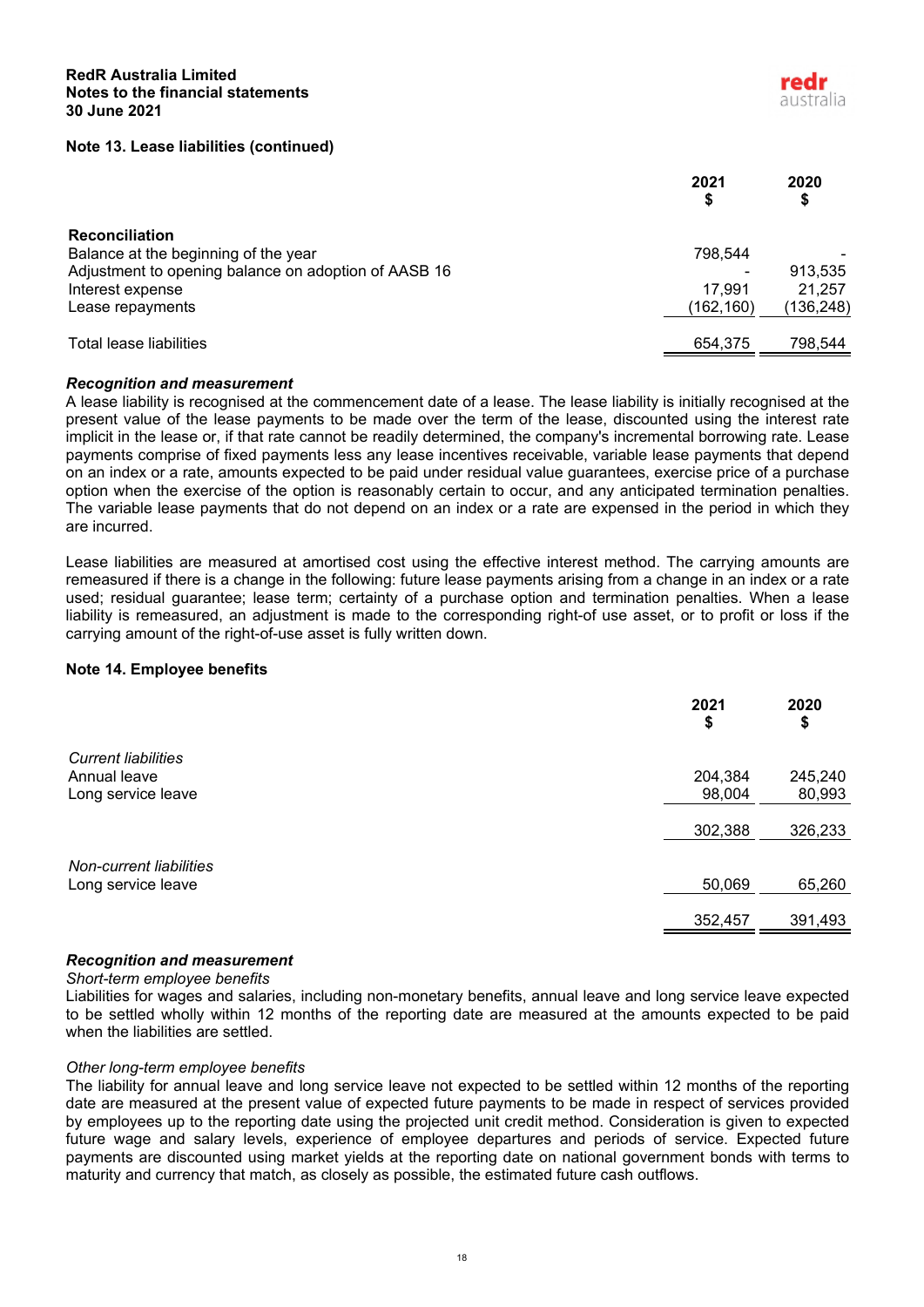## Note 13. Lease liabilities (continued)

| | 2021 $ | 2020 $ |
|---|---|---|
| **Reconciliation** | | |
| Balance at the beginning of the year | 798,544 | - |
| Adjustment to opening balance on adoption of AASB 16 | - | 913,535 |
| Interest expense | 17,991 | 21,257 |
| Lease repayments | (162,160) | (136,248) |
| Total lease liabilities | 654,375 | 798,544 |

***Recognition and measurement***

A lease liability is recognised at the commencement date of a lease. The lease liability is initially recognised at the present value of the lease payments to be made over the term of the lease, discounted using the interest rate implicit in the lease or, if that rate cannot be readily determined, the company's incremental borrowing rate. Lease payments comprise of fixed payments less any lease incentives receivable, variable lease payments that depend on an index or a rate, amounts expected to be paid under residual value guarantees, exercise price of a purchase option when the exercise of the option is reasonably certain to occur, and any anticipated termination penalties. The variable lease payments that do not depend on an index or a rate are expensed in the period in which they are incurred.

Lease liabilities are measured at amortised cost using the effective interest method. The carrying amounts are remeasured if there is a change in the following: future lease payments arising from a change in an index or a rate used; residual guarantee; lease term; certainty of a purchase option and termination penalties. When a lease liability is remeasured, an adjustment is made to the corresponding right-of use asset, or to profit or loss if the carrying amount of the right-of-use asset is fully written down.

## Note 14. Employee benefits

| | 2021 $ | 2020 $ |
|---|---|---|
| *Current liabilities* | | |
| Annual leave | 204,384 | 245,240 |
| Long service leave | 98,004 | 80,993 |
| | 302,388 | 326,233 |
| *Non-current liabilities* | | |
| Long service leave | 50,069 | 65,260 |
| | 352,457 | 391,493 |

***Recognition and measurement***

*Short-term employee benefits*

Liabilities for wages and salaries, including non-monetary benefits, annual leave and long service leave expected to be settled wholly within 12 months of the reporting date are measured at the amounts expected to be paid when the liabilities are settled.

*Other long-term employee benefits*

The liability for annual leave and long service leave not expected to be settled within 12 months of the reporting date are measured at the present value of expected future payments to be made in respect of services provided by employees up to the reporting date using the projected unit credit method. Consideration is given to expected future wage and salary levels, experience of employee departures and periods of service. Expected future payments are discounted using market yields at the reporting date on national government bonds with terms to maturity and currency that match, as closely as possible, the estimated future cash outflows.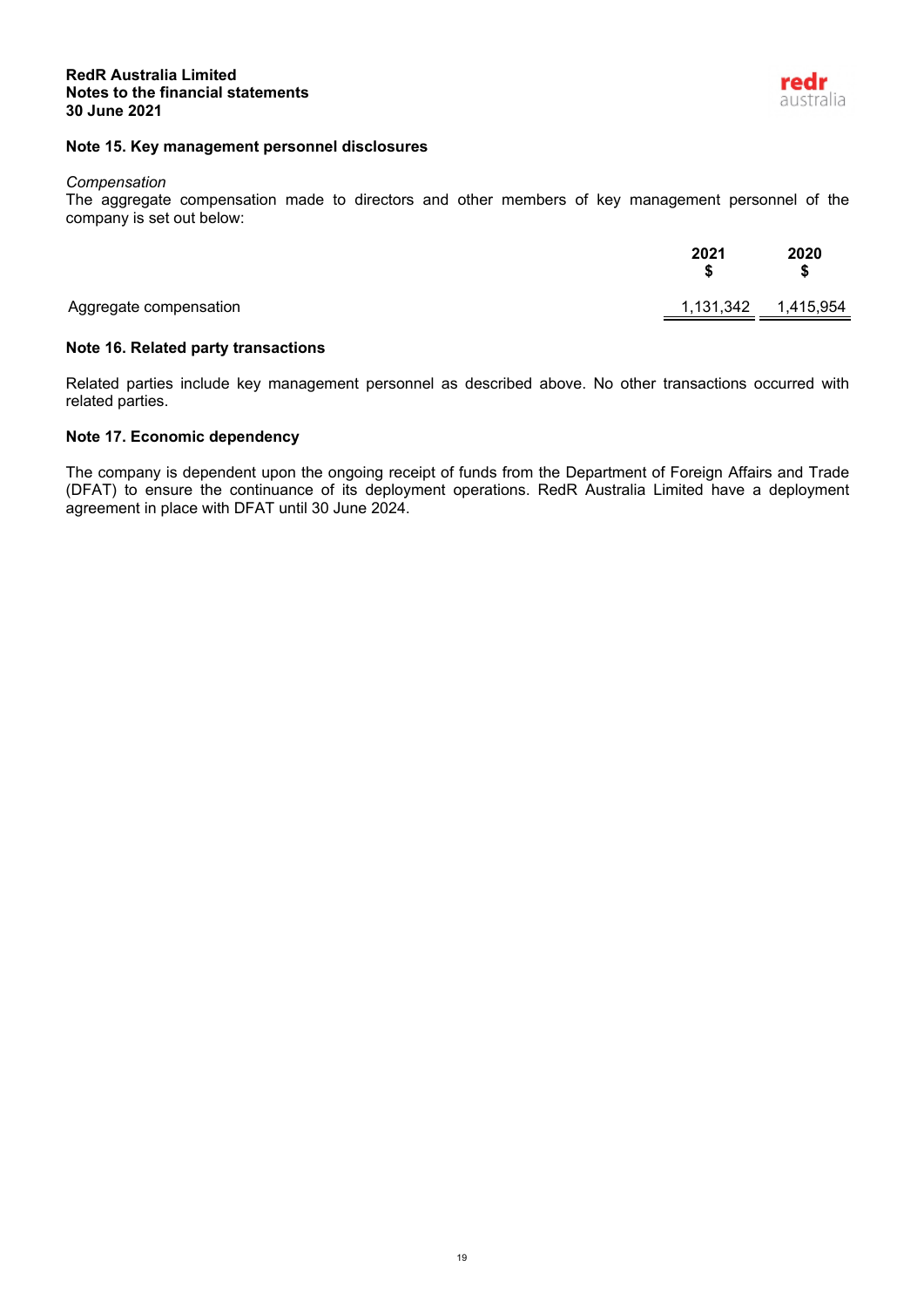**RedR Australia Limited**
**Notes to the financial statements**
**30 June 2021**

## Note 15. Key management personnel disclosures

*Compensation*
The aggregate compensation made to directors and other members of key management personnel of the company is set out below:

| | 2021 $ | 2020 $ |
|---|---|---|
| Aggregate compensation | 1,131,342 | 1,415,954 |

## Note 16. Related party transactions

Related parties include key management personnel as described above. No other transactions occurred with related parties.

## Note 17. Economic dependency

The company is dependent upon the ongoing receipt of funds from the Department of Foreign Affairs and Trade (DFAT) to ensure the continuance of its deployment operations. RedR Australia Limited have a deployment agreement in place with DFAT until 30 June 2024.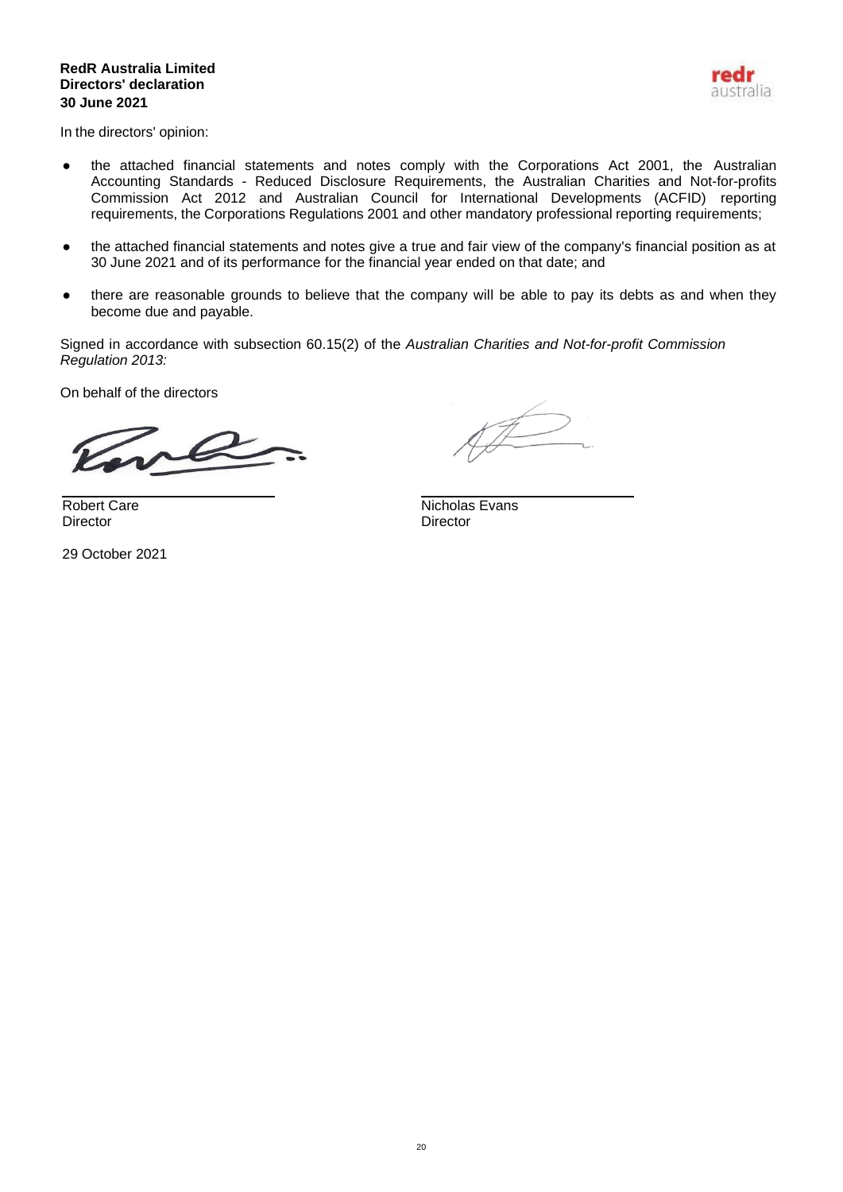**RedR Australia Limited**
**Directors' declaration**
**30 June 2021**

In the directors' opinion:

- the attached financial statements and notes comply with the Corporations Act 2001, the Australian Accounting Standards - Reduced Disclosure Requirements, the Australian Charities and Not-for-profits Commission Act 2012 and Australian Council for International Developments (ACFID) reporting requirements, the Corporations Regulations 2001 and other mandatory professional reporting requirements;

- the attached financial statements and notes give a true and fair view of the company's financial position as at 30 June 2021 and of its performance for the financial year ended on that date; and

- there are reasonable grounds to believe that the company will be able to pay its debts as and when they become due and payable.

Signed in accordance with subsection 60.15(2) of the *Australian Charities and Not-for-profit Commission Regulation 2013:*

On behalf of the directors

| | |
|---|---|
| Robert Care | Nicholas Evans |
| Director | Director |

29 October 2021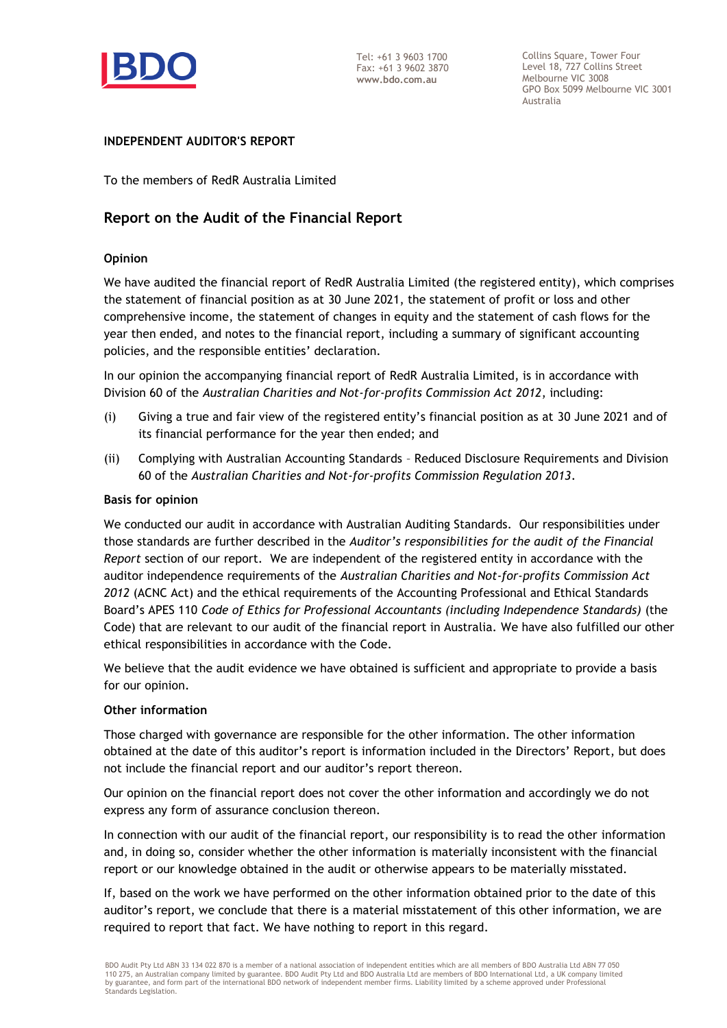BDO

Tel: +61 3 9603 1700
Fax: +61 3 9602 3870
www.bdo.com.au

Collins Square, Tower Four
Level 18, 727 Collins Street
Melbourne VIC 3008
GPO Box 5099 Melbourne VIC 3001
Australia

**INDEPENDENT AUDITOR'S REPORT**

To the members of RedR Australia Limited

## Report on the Audit of the Financial Report

### Opinion

We have audited the financial report of RedR Australia Limited (the registered entity), which comprises the statement of financial position as at 30 June 2021, the statement of profit or loss and other comprehensive income, the statement of changes in equity and the statement of cash flows for the year then ended, and notes to the financial report, including a summary of significant accounting policies, and the responsible entities' declaration.

In our opinion the accompanying financial report of RedR Australia Limited, is in accordance with Division 60 of the *Australian Charities and Not-for-profits Commission Act 2012*, including:

(i) Giving a true and fair view of the registered entity's financial position as at 30 June 2021 and of its financial performance for the year then ended; and

(ii) Complying with Australian Accounting Standards – Reduced Disclosure Requirements and Division 60 of the *Australian Charities and Not-for-profits Commission Regulation 2013*.

### Basis for opinion

We conducted our audit in accordance with Australian Auditing Standards. Our responsibilities under those standards are further described in the *Auditor's responsibilities for the audit of the Financial Report* section of our report. We are independent of the registered entity in accordance with the auditor independence requirements of the *Australian Charities and Not-for-profits Commission Act 2012* (ACNC Act) and the ethical requirements of the Accounting Professional and Ethical Standards Board's APES 110 *Code of Ethics for Professional Accountants (including Independence Standards)* (the Code) that are relevant to our audit of the financial report in Australia. We have also fulfilled our other ethical responsibilities in accordance with the Code.

We believe that the audit evidence we have obtained is sufficient and appropriate to provide a basis for our opinion.

### Other information

Those charged with governance are responsible for the other information. The other information obtained at the date of this auditor's report is information included in the Directors' Report, but does not include the financial report and our auditor's report thereon.

Our opinion on the financial report does not cover the other information and accordingly we do not express any form of assurance conclusion thereon.

In connection with our audit of the financial report, our responsibility is to read the other information and, in doing so, consider whether the other information is materially inconsistent with the financial report or our knowledge obtained in the audit or otherwise appears to be materially misstated.

If, based on the work we have performed on the other information obtained prior to the date of this auditor's report, we conclude that there is a material misstatement of this other information, we are required to report that fact. We have nothing to report in this regard.

BDO Audit Pty Ltd ABN 33 134 022 870 is a member of a national association of independent entities which are all members of BDO Australia Ltd ABN 77 050 110 275, an Australian company limited by guarantee. BDO Audit Pty Ltd and BDO Australia Ltd are members of BDO International Ltd, a UK company limited by guarantee, and form part of the international BDO network of independent member firms. Liability limited by a scheme approved under Professional Standards Legislation.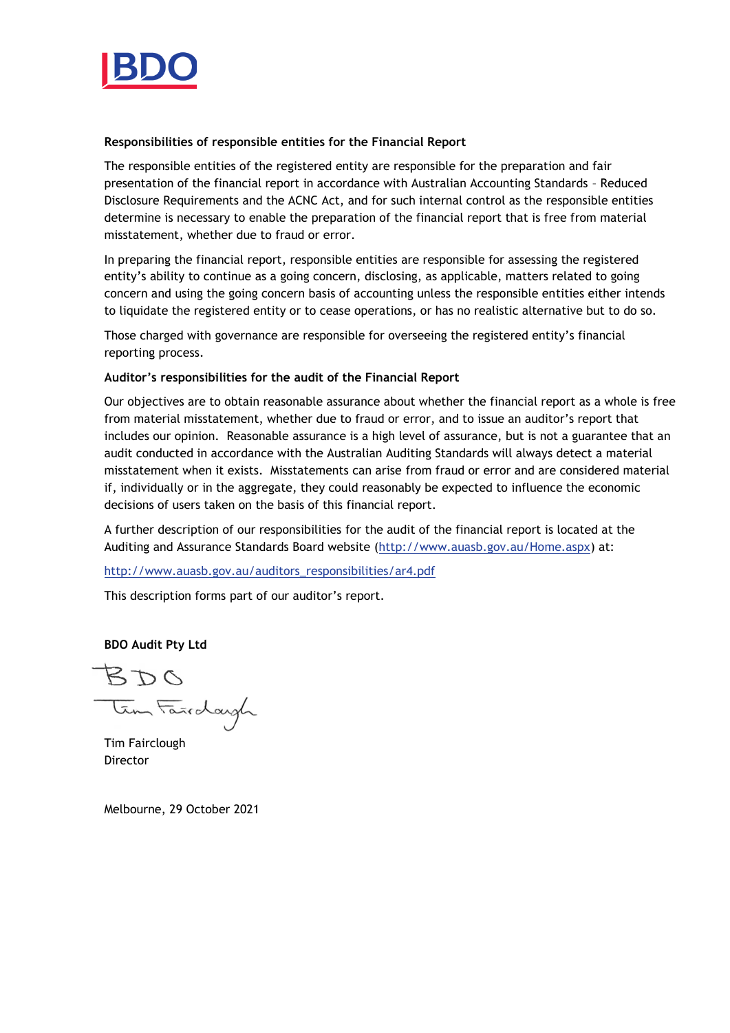**Responsibilities of responsible entities for the Financial Report**

The responsible entities of the registered entity are responsible for the preparation and fair presentation of the financial report in accordance with Australian Accounting Standards – Reduced Disclosure Requirements and the ACNC Act, and for such internal control as the responsible entities determine is necessary to enable the preparation of the financial report that is free from material misstatement, whether due to fraud or error.

In preparing the financial report, responsible entities are responsible for assessing the registered entity's ability to continue as a going concern, disclosing, as applicable, matters related to going concern and using the going concern basis of accounting unless the responsible entities either intends to liquidate the registered entity or to cease operations, or has no realistic alternative but to do so.

Those charged with governance are responsible for overseeing the registered entity's financial reporting process.

**Auditor's responsibilities for the audit of the Financial Report**

Our objectives are to obtain reasonable assurance about whether the financial report as a whole is free from material misstatement, whether due to fraud or error, and to issue an auditor's report that includes our opinion. Reasonable assurance is a high level of assurance, but is not a guarantee that an audit conducted in accordance with the Australian Auditing Standards will always detect a material misstatement when it exists. Misstatements can arise from fraud or error and are considered material if, individually or in the aggregate, they could reasonably be expected to influence the economic decisions of users taken on the basis of this financial report.

A further description of our responsibilities for the audit of the financial report is located at the Auditing and Assurance Standards Board website (http://www.auasb.gov.au/Home.aspx) at:

http://www.auasb.gov.au/auditors_responsibilities/ar4.pdf

This description forms part of our auditor's report.

**BDO Audit Pty Ltd**

BDO

Tim Fairclough
Director

Melbourne, 29 October 2021